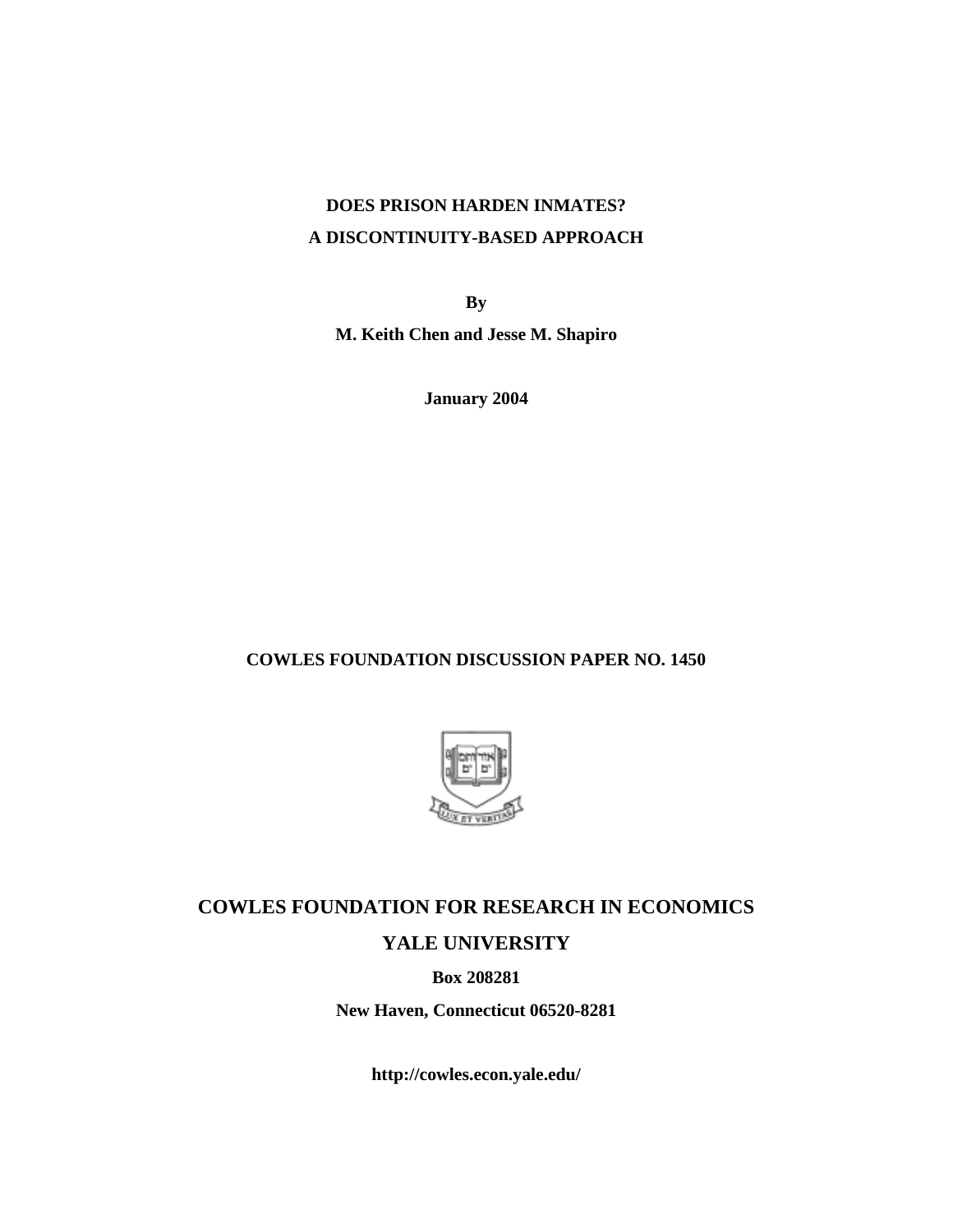# DOES PRISON HARDEN INMATES?
# A DISCONTINUITY-BASED APPROACH

**By**

**M. Keith Chen and Jesse M. Shapiro**

**January 2004**

**COWLES FOUNDATION DISCUSSION PAPER NO. 1450**

## COWLES FOUNDATION FOR RESEARCH IN ECONOMICS

## YALE UNIVERSITY

**Box 208281**

**New Haven, Connecticut 06520-8281**

**http://cowles.econ.yale.edu/**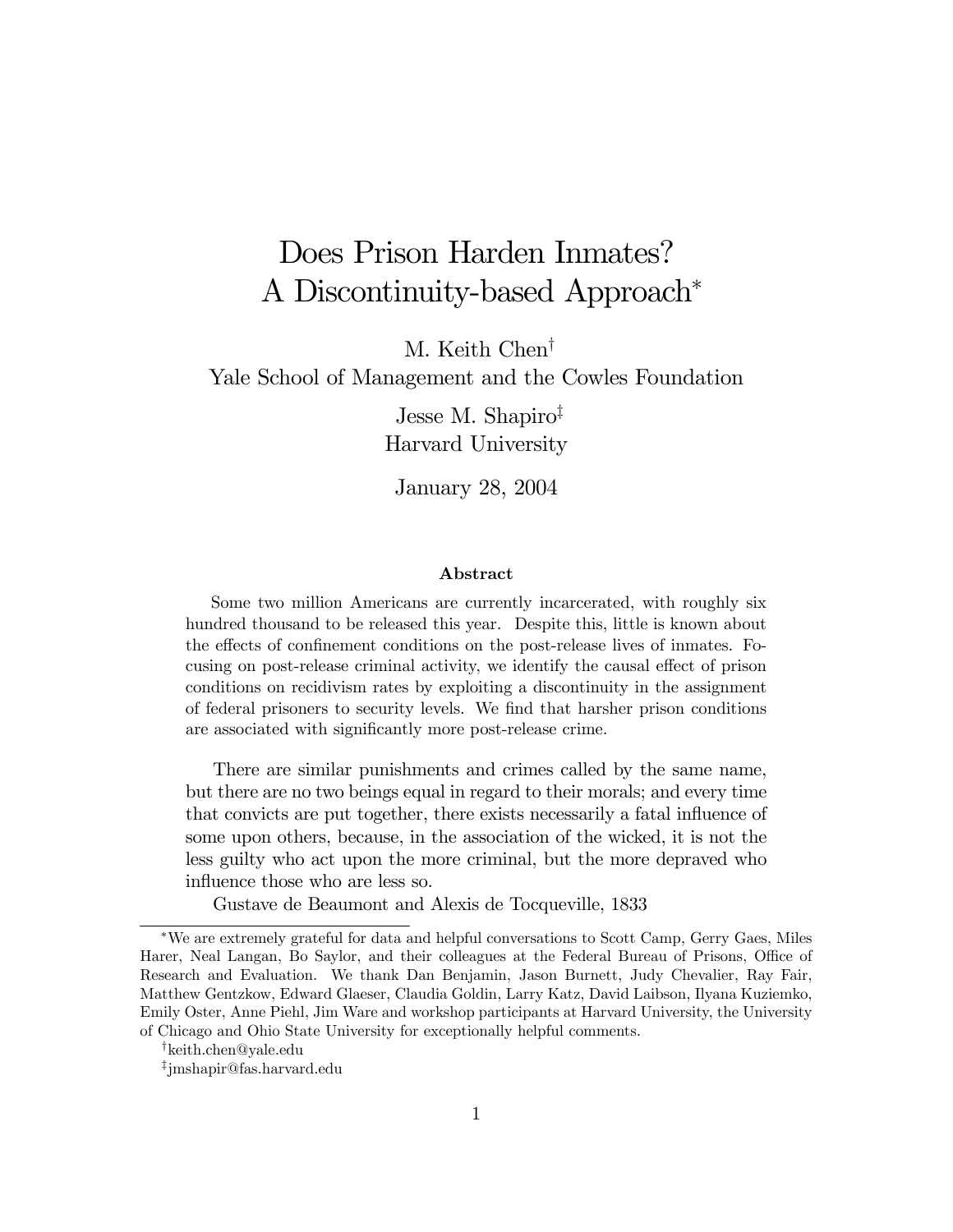# Does Prison Harden Inmates? A Discontinuity-based Approach*

M. Keith Chen[†]
Yale School of Management and the Cowles Foundation

Jesse M. Shapiro[‡]
Harvard University

January 28, 2004

### Abstract

Some two million Americans are currently incarcerated, with roughly six hundred thousand to be released this year. Despite this, little is known about the effects of confinement conditions on the post-release lives of inmates. Focusing on post-release criminal activity, we identify the causal effect of prison conditions on recidivism rates by exploiting a discontinuity in the assignment of federal prisoners to security levels. We find that harsher prison conditions are associated with significantly more post-release crime.

> There are similar punishments and crimes called by the same name, but there are no two beings equal in regard to their morals; and every time that convicts are put together, there exists necessarily a fatal influence of some upon others, because, in the association of the wicked, it is not the less guilty who act upon the more criminal, but the more depraved who influence those who are less so.
>
> Gustave de Beaumont and Alexis de Tocqueville, 1833

---

*We are extremely grateful for data and helpful conversations to Scott Camp, Gerry Gaes, Miles Harer, Neal Langan, Bo Saylor, and their colleagues at the Federal Bureau of Prisons, Office of Research and Evaluation. We thank Dan Benjamin, Jason Burnett, Judy Chevalier, Ray Fair, Matthew Gentzkow, Edward Glaeser, Claudia Goldin, Larry Katz, David Laibson, Ilyana Kuziemko, Emily Oster, Anne Piehl, Jim Ware and workshop participants at Harvard University, the University of Chicago and Ohio State University for exceptionally helpful comments.

[†]keith.chen@yale.edu

[‡]jmshapir@fas.harvard.edu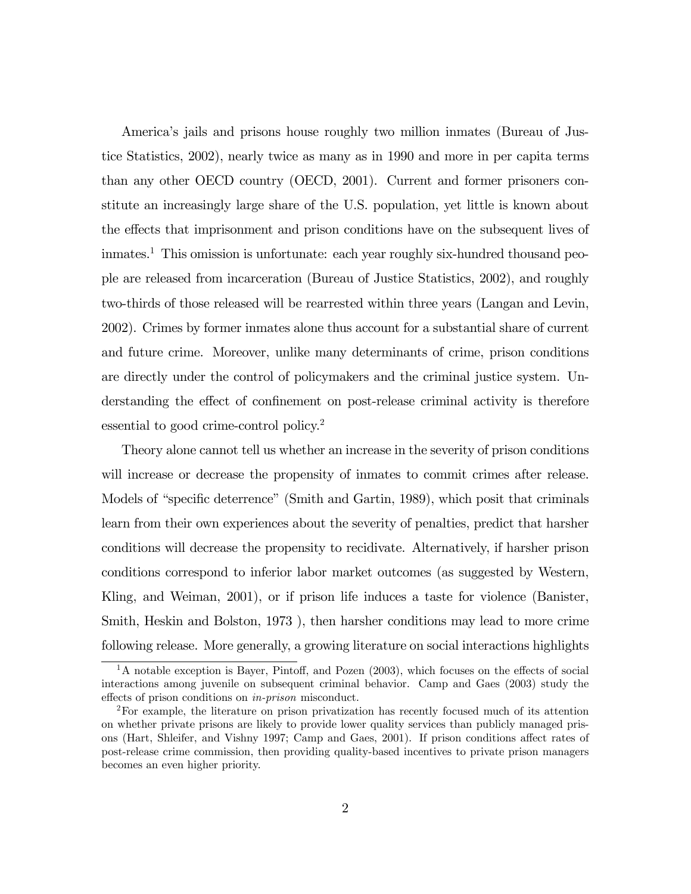America's jails and prisons house roughly two million inmates (Bureau of Justice Statistics, 2002), nearly twice as many as in 1990 and more in per capita terms than any other OECD country (OECD, 2001). Current and former prisoners constitute an increasingly large share of the U.S. population, yet little is known about the effects that imprisonment and prison conditions have on the subsequent lives of inmates.[1] This omission is unfortunate: each year roughly six-hundred thousand people are released from incarceration (Bureau of Justice Statistics, 2002), and roughly two-thirds of those released will be rearrested within three years (Langan and Levin, 2002). Crimes by former inmates alone thus account for a substantial share of current and future crime. Moreover, unlike many determinants of crime, prison conditions are directly under the control of policymakers and the criminal justice system. Understanding the effect of confinement on post-release criminal activity is therefore essential to good crime-control policy.[2]

Theory alone cannot tell us whether an increase in the severity of prison conditions will increase or decrease the propensity of inmates to commit crimes after release. Models of "specific deterrence" (Smith and Gartin, 1989), which posit that criminals learn from their own experiences about the severity of penalties, predict that harsher conditions will decrease the propensity to recidivate. Alternatively, if harsher prison conditions correspond to inferior labor market outcomes (as suggested by Western, Kling, and Weiman, 2001), or if prison life induces a taste for violence (Banister, Smith, Heskin and Bolston, 1973 ), then harsher conditions may lead to more crime following release. More generally, a growing literature on social interactions highlights

[1] A notable exception is Bayer, Pintoff, and Pozen (2003), which focuses on the effects of social interactions among juvenile on subsequent criminal behavior. Camp and Gaes (2003) study the effects of prison conditions on *in-prison* misconduct.

[2] For example, the literature on prison privatization has recently focused much of its attention on whether private prisons are likely to provide lower quality services than publicly managed prisons (Hart, Shleifer, and Vishny 1997; Camp and Gaes, 2001). If prison conditions affect rates of post-release crime commission, then providing quality-based incentives to private prison managers becomes an even higher priority.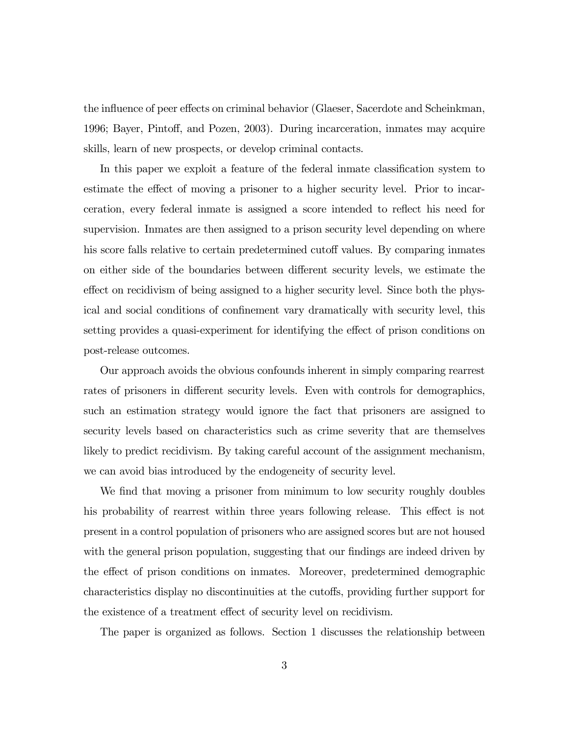the influence of peer effects on criminal behavior (Glaeser, Sacerdote and Scheinkman, 1996; Bayer, Pintoff, and Pozen, 2003). During incarceration, inmates may acquire skills, learn of new prospects, or develop criminal contacts.

In this paper we exploit a feature of the federal inmate classification system to estimate the effect of moving a prisoner to a higher security level. Prior to incarceration, every federal inmate is assigned a score intended to reflect his need for supervision. Inmates are then assigned to a prison security level depending on where his score falls relative to certain predetermined cutoff values. By comparing inmates on either side of the boundaries between different security levels, we estimate the effect on recidivism of being assigned to a higher security level. Since both the physical and social conditions of confinement vary dramatically with security level, this setting provides a quasi-experiment for identifying the effect of prison conditions on post-release outcomes.

Our approach avoids the obvious confounds inherent in simply comparing rearrest rates of prisoners in different security levels. Even with controls for demographics, such an estimation strategy would ignore the fact that prisoners are assigned to security levels based on characteristics such as crime severity that are themselves likely to predict recidivism. By taking careful account of the assignment mechanism, we can avoid bias introduced by the endogeneity of security level.

We find that moving a prisoner from minimum to low security roughly doubles his probability of rearrest within three years following release. This effect is not present in a control population of prisoners who are assigned scores but are not housed with the general prison population, suggesting that our findings are indeed driven by the effect of prison conditions on inmates. Moreover, predetermined demographic characteristics display no discontinuities at the cutoffs, providing further support for the existence of a treatment effect of security level on recidivism.

The paper is organized as follows. Section 1 discusses the relationship between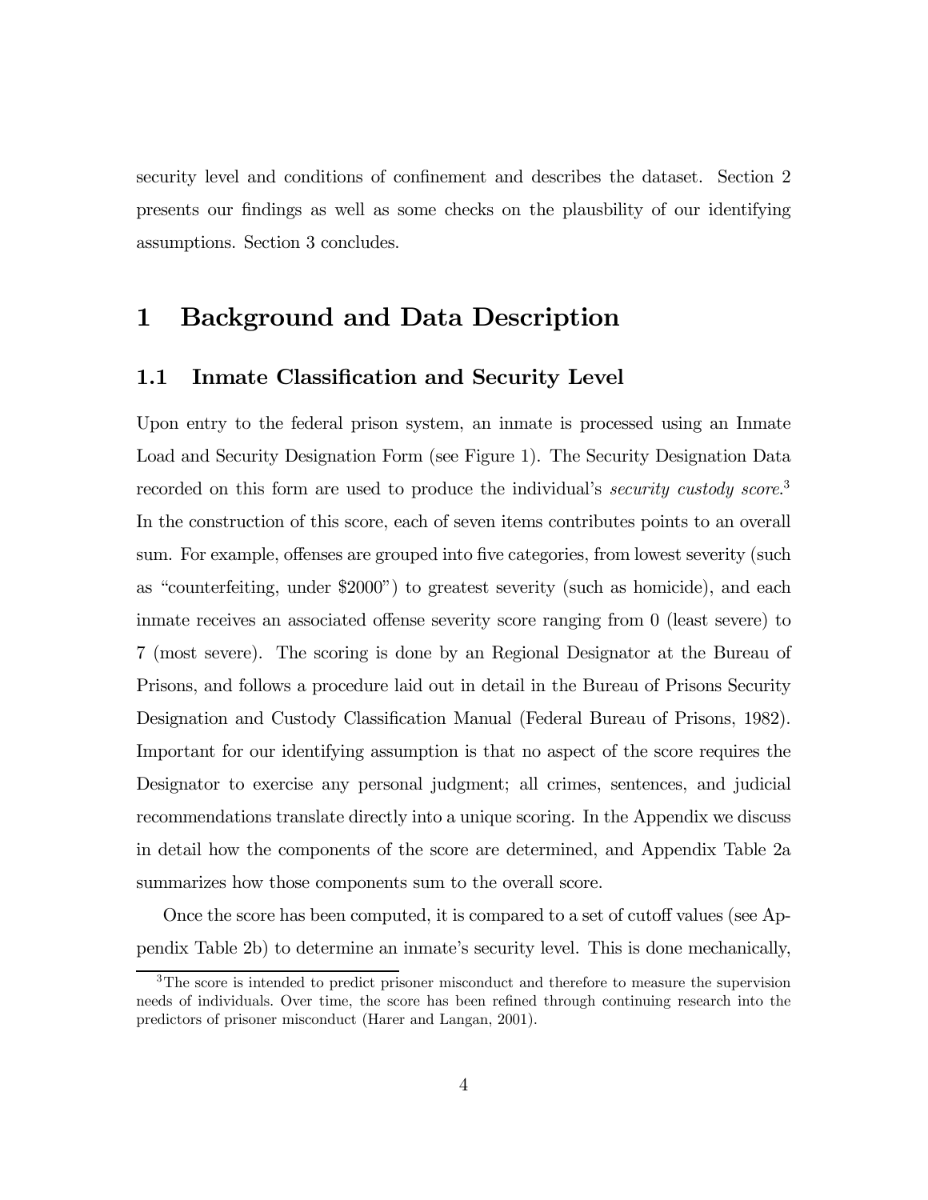security level and conditions of confinement and describes the dataset. Section 2 presents our findings as well as some checks on the plausbility of our identifying assumptions. Section 3 concludes.

# 1 Background and Data Description

## 1.1 Inmate Classification and Security Level

Upon entry to the federal prison system, an inmate is processed using an Inmate Load and Security Designation Form (see Figure 1). The Security Designation Data recorded on this form are used to produce the individual's *security custody score*.[3] In the construction of this score, each of seven items contributes points to an overall sum. For example, offenses are grouped into five categories, from lowest severity (such as "counterfeiting, under $2000") to greatest severity (such as homicide), and each inmate receives an associated offense severity score ranging from 0 (least severe) to 7 (most severe). The scoring is done by an Regional Designator at the Bureau of Prisons, and follows a procedure laid out in detail in the Bureau of Prisons Security Designation and Custody Classification Manual (Federal Bureau of Prisons, 1982). Important for our identifying assumption is that no aspect of the score requires the Designator to exercise any personal judgment; all crimes, sentences, and judicial recommendations translate directly into a unique scoring. In the Appendix we discuss in detail how the components of the score are determined, and Appendix Table 2a summarizes how those components sum to the overall score.

Once the score has been computed, it is compared to a set of cutoff values (see Appendix Table 2b) to determine an inmate's security level. This is done mechanically,

[3] The score is intended to predict prisoner misconduct and therefore to measure the supervision needs of individuals. Over time, the score has been refined through continuing research into the predictors of prisoner misconduct (Harer and Langan, 2001).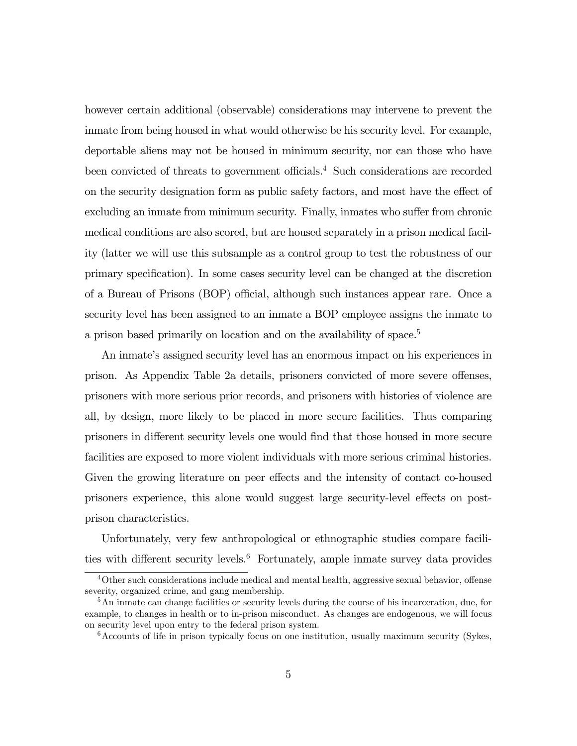however certain additional (observable) considerations may intervene to prevent the inmate from being housed in what would otherwise be his security level. For example, deportable aliens may not be housed in minimum security, nor can those who have been convicted of threats to government officials.[4] Such considerations are recorded on the security designation form as public safety factors, and most have the effect of excluding an inmate from minimum security. Finally, inmates who suffer from chronic medical conditions are also scored, but are housed separately in a prison medical facility (latter we will use this subsample as a control group to test the robustness of our primary specification). In some cases security level can be changed at the discretion of a Bureau of Prisons (BOP) official, although such instances appear rare. Once a security level has been assigned to an inmate a BOP employee assigns the inmate to a prison based primarily on location and on the availability of space.[5]

An inmate's assigned security level has an enormous impact on his experiences in prison. As Appendix Table 2a details, prisoners convicted of more severe offenses, prisoners with more serious prior records, and prisoners with histories of violence are all, by design, more likely to be placed in more secure facilities. Thus comparing prisoners in different security levels one would find that those housed in more secure facilities are exposed to more violent individuals with more serious criminal histories. Given the growing literature on peer effects and the intensity of contact co-housed prisoners experience, this alone would suggest large security-level effects on post-prison characteristics.

Unfortunately, very few anthropological or ethnographic studies compare facilities with different security levels.[6] Fortunately, ample inmate survey data provides

[4] Other such considerations include medical and mental health, aggressive sexual behavior, offense severity, organized crime, and gang membership.

[5] An inmate can change facilities or security levels during the course of his incarceration, due, for example, to changes in health or to in-prison misconduct. As changes are endogenous, we will focus on security level upon entry to the federal prison system.

[6] Accounts of life in prison typically focus on one institution, usually maximum security (Sykes,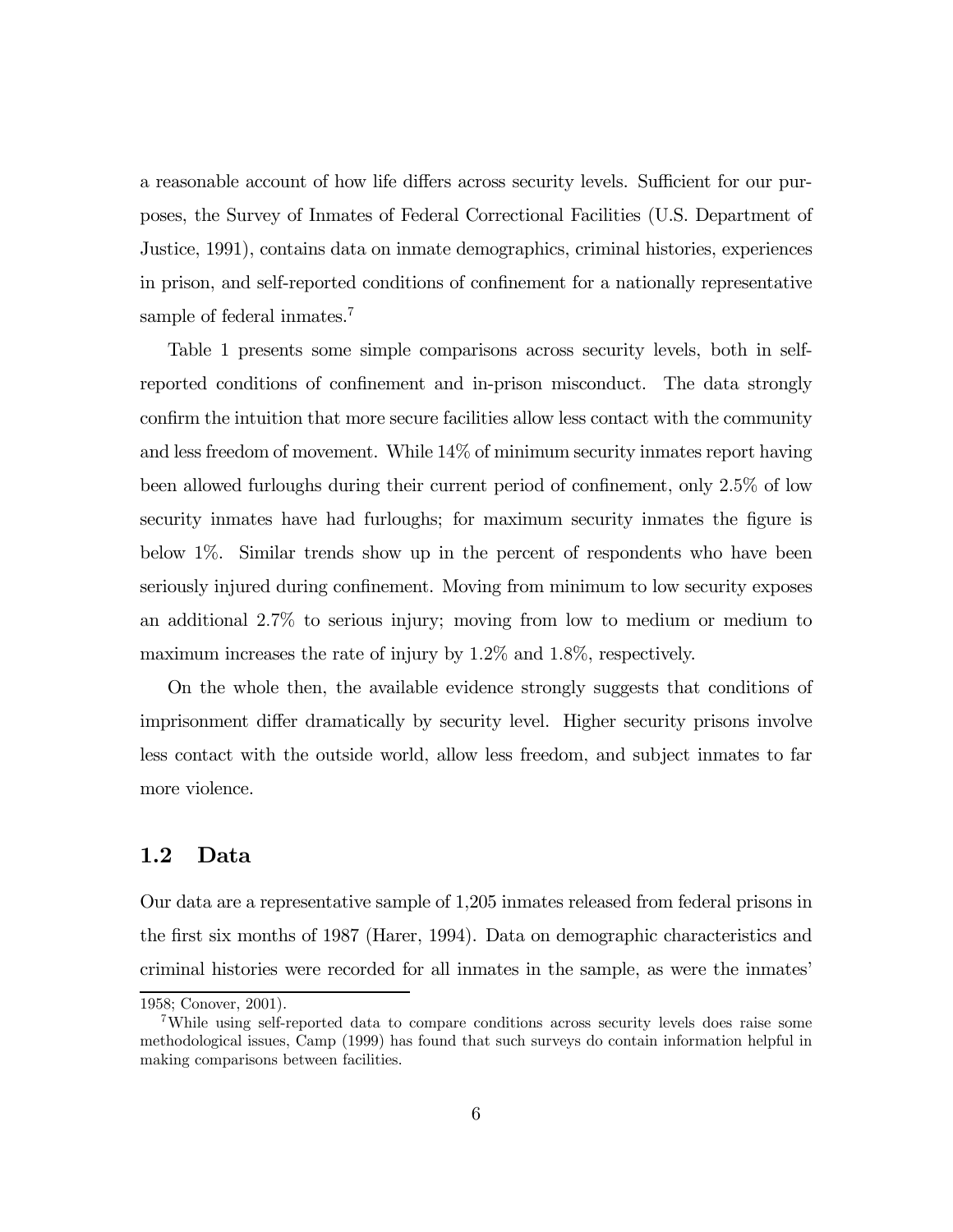a reasonable account of how life differs across security levels. Sufficient for our purposes, the Survey of Inmates of Federal Correctional Facilities (U.S. Department of Justice, 1991), contains data on inmate demographics, criminal histories, experiences in prison, and self-reported conditions of confinement for a nationally representative sample of federal inmates.[7]

Table 1 presents some simple comparisons across security levels, both in self-reported conditions of confinement and in-prison misconduct. The data strongly confirm the intuition that more secure facilities allow less contact with the community and less freedom of movement. While 14% of minimum security inmates report having been allowed furloughs during their current period of confinement, only 2.5% of low security inmates have had furloughs; for maximum security inmates the figure is below 1%. Similar trends show up in the percent of respondents who have been seriously injured during confinement. Moving from minimum to low security exposes an additional 2.7% to serious injury; moving from low to medium or medium to maximum increases the rate of injury by 1.2% and 1.8%, respectively.

On the whole then, the available evidence strongly suggests that conditions of imprisonment differ dramatically by security level. Higher security prisons involve less contact with the outside world, allow less freedom, and subject inmates to far more violence.

## 1.2 Data

Our data are a representative sample of 1,205 inmates released from federal prisons in the first six months of 1987 (Harer, 1994). Data on demographic characteristics and criminal histories were recorded for all inmates in the sample, as were the inmates'

1958; Conover, 2001).

[7] While using self-reported data to compare conditions across security levels does raise some methodological issues, Camp (1999) has found that such surveys do contain information helpful in making comparisons between facilities.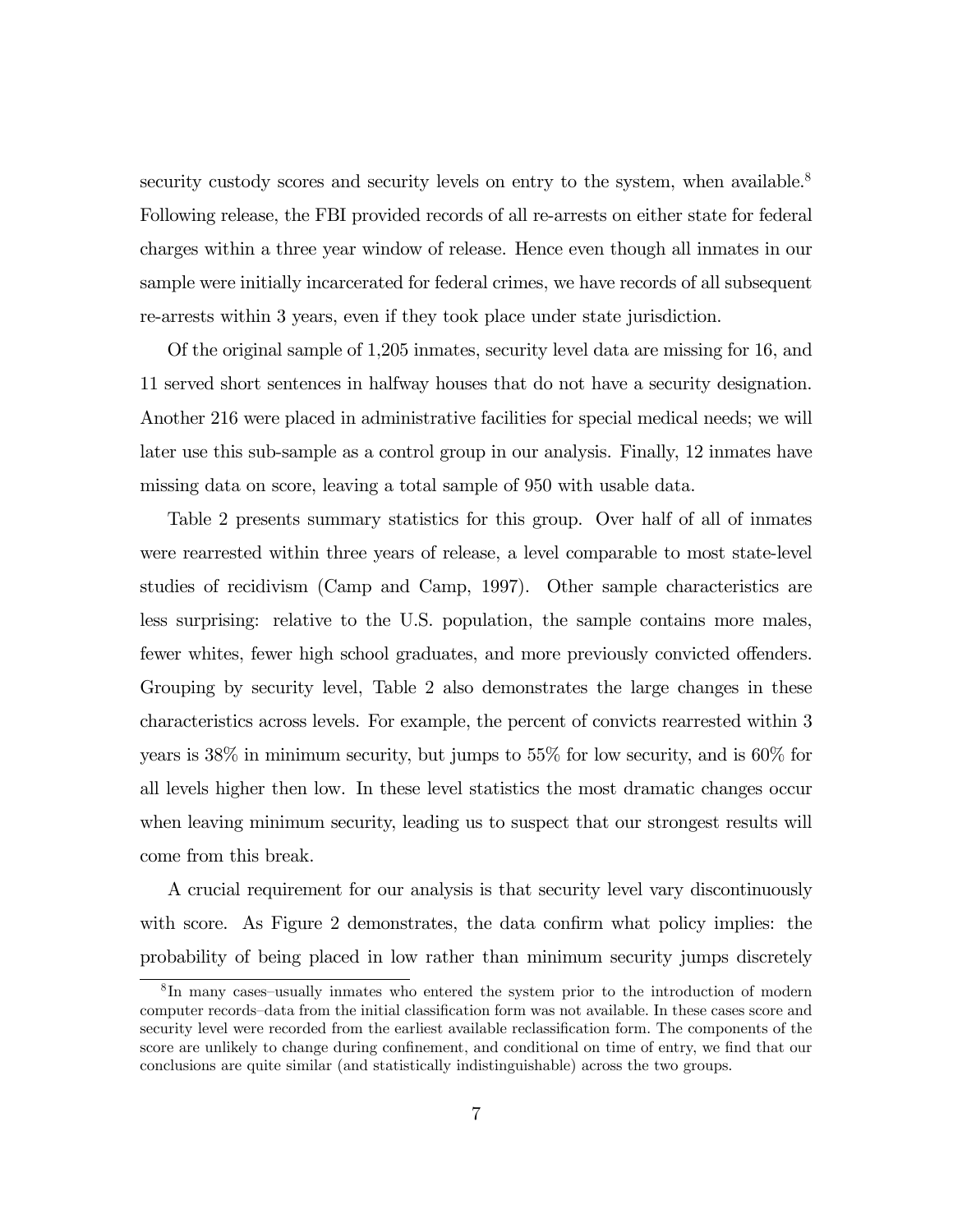security custody scores and security levels on entry to the system, when available.[8] Following release, the FBI provided records of all re-arrests on either state for federal charges within a three year window of release. Hence even though all inmates in our sample were initially incarcerated for federal crimes, we have records of all subsequent re-arrests within 3 years, even if they took place under state jurisdiction.

Of the original sample of 1,205 inmates, security level data are missing for 16, and 11 served short sentences in halfway houses that do not have a security designation. Another 216 were placed in administrative facilities for special medical needs; we will later use this sub-sample as a control group in our analysis. Finally, 12 inmates have missing data on score, leaving a total sample of 950 with usable data.

Table 2 presents summary statistics for this group. Over half of all of inmates were rearrested within three years of release, a level comparable to most state-level studies of recidivism (Camp and Camp, 1997). Other sample characteristics are less surprising: relative to the U.S. population, the sample contains more males, fewer whites, fewer high school graduates, and more previously convicted offenders. Grouping by security level, Table 2 also demonstrates the large changes in these characteristics across levels. For example, the percent of convicts rearrested within 3 years is 38% in minimum security, but jumps to 55% for low security, and is 60% for all levels higher then low. In these level statistics the most dramatic changes occur when leaving minimum security, leading us to suspect that our strongest results will come from this break.

A crucial requirement for our analysis is that security level vary discontinuously with score. As Figure 2 demonstrates, the data confirm what policy implies: the probability of being placed in low rather than minimum security jumps discretely

[8] In many cases–usually inmates who entered the system prior to the introduction of modern computer records–data from the initial classification form was not available. In these cases score and security level were recorded from the earliest available reclassification form. The components of the score are unlikely to change during confinement, and conditional on time of entry, we find that our conclusions are quite similar (and statistically indistinguishable) across the two groups.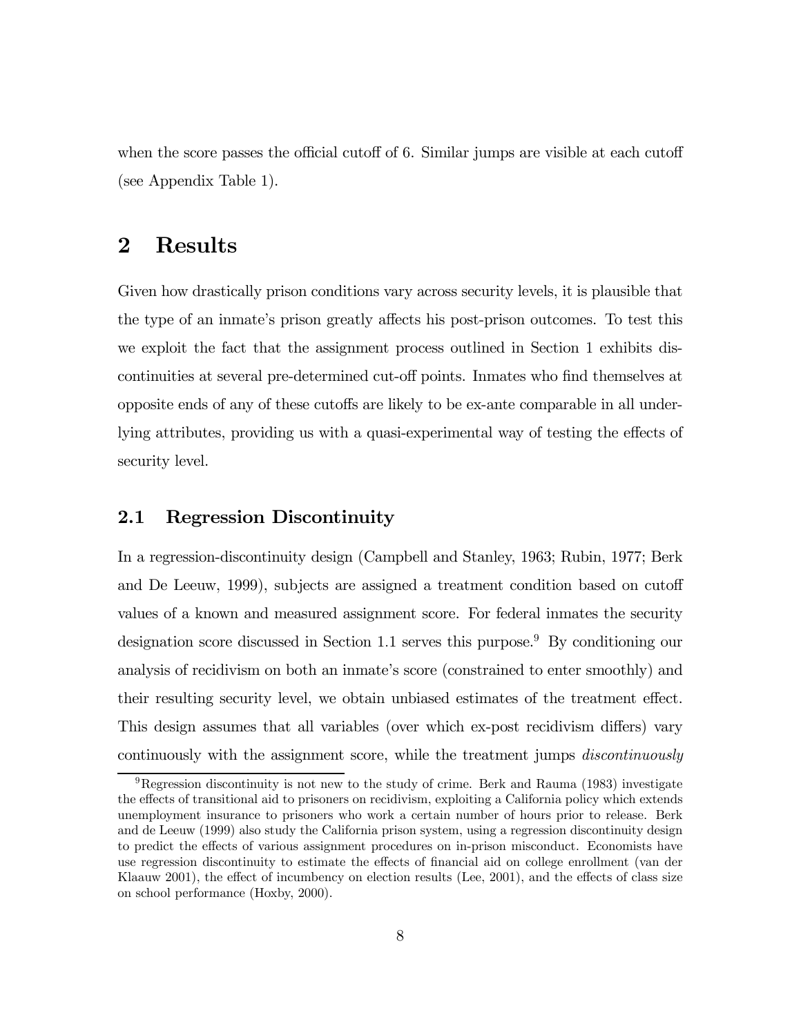when the score passes the official cutoff of 6. Similar jumps are visible at each cutoff (see Appendix Table 1).

# 2 Results

Given how drastically prison conditions vary across security levels, it is plausible that the type of an inmate's prison greatly affects his post-prison outcomes. To test this we exploit the fact that the assignment process outlined in Section 1 exhibits discontinuities at several pre-determined cut-off points. Inmates who find themselves at opposite ends of any of these cutoffs are likely to be ex-ante comparable in all underlying attributes, providing us with a quasi-experimental way of testing the effects of security level.

## 2.1 Regression Discontinuity

In a regression-discontinuity design (Campbell and Stanley, 1963; Rubin, 1977; Berk and De Leeuw, 1999), subjects are assigned a treatment condition based on cutoff values of a known and measured assignment score. For federal inmates the security designation score discussed in Section 1.1 serves this purpose.[9] By conditioning our analysis of recidivism on both an inmate's score (constrained to enter smoothly) and their resulting security level, we obtain unbiased estimates of the treatment effect. This design assumes that all variables (over which ex-post recidivism differs) vary continuously with the assignment score, while the treatment jumps *discontinuously*

[9] Regression discontinuity is not new to the study of crime. Berk and Rauma (1983) investigate the effects of transitional aid to prisoners on recidivism, exploiting a California policy which extends unemployment insurance to prisoners who work a certain number of hours prior to release. Berk and de Leeuw (1999) also study the California prison system, using a regression discontinuity design to predict the effects of various assignment procedures on in-prison misconduct. Economists have use regression discontinuity to estimate the effects of financial aid on college enrollment (van der Klaauw 2001), the effect of incumbency on election results (Lee, 2001), and the effects of class size on school performance (Hoxby, 2000).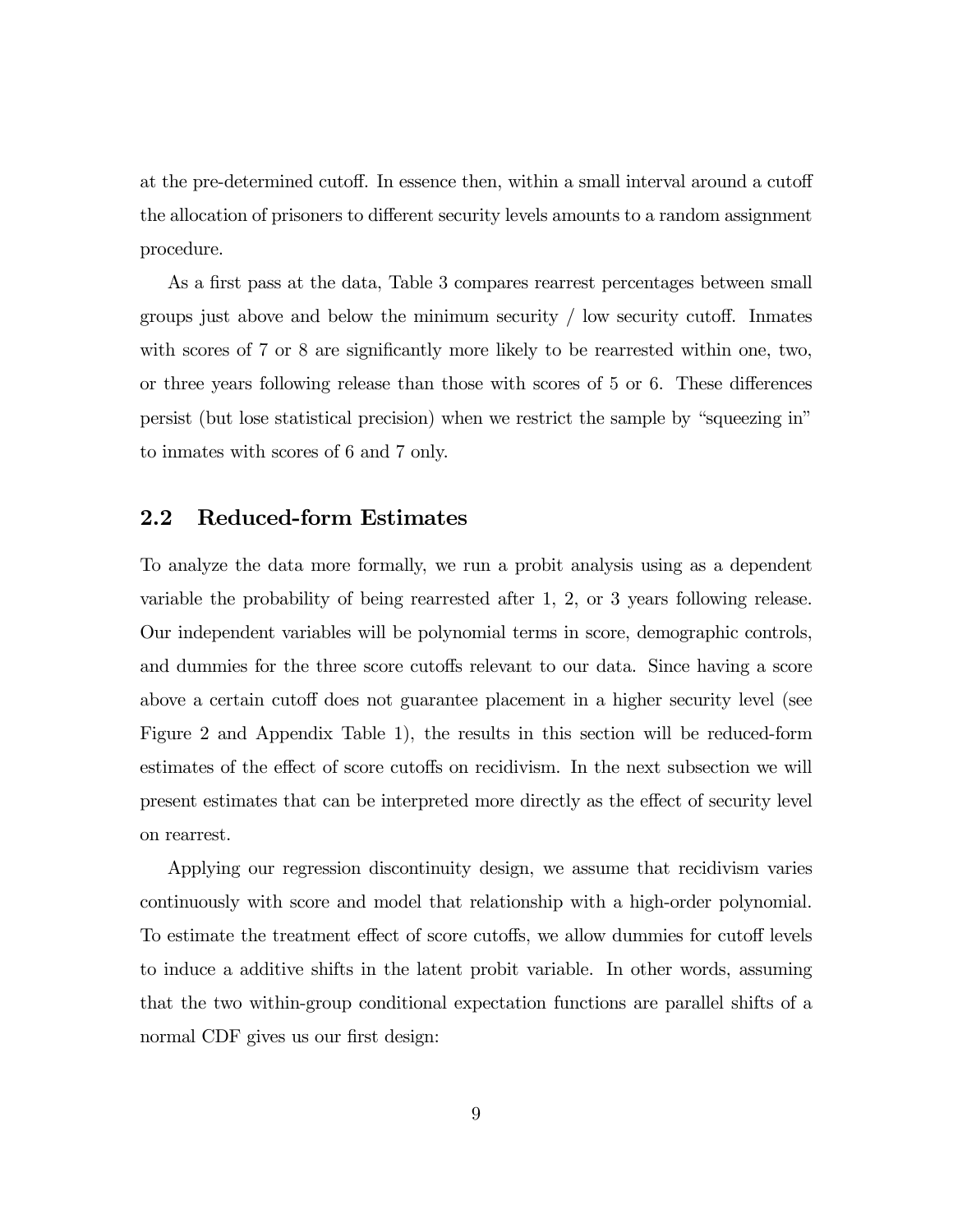at the pre-determined cutoff. In essence then, within a small interval around a cutoff the allocation of prisoners to different security levels amounts to a random assignment procedure.

As a first pass at the data, Table 3 compares rearrest percentages between small groups just above and below the minimum security / low security cutoff. Inmates with scores of 7 or 8 are significantly more likely to be rearrested within one, two, or three years following release than those with scores of 5 or 6. These differences persist (but lose statistical precision) when we restrict the sample by "squeezing in" to inmates with scores of 6 and 7 only.

## 2.2 Reduced-form Estimates

To analyze the data more formally, we run a probit analysis using as a dependent variable the probability of being rearrested after 1, 2, or 3 years following release. Our independent variables will be polynomial terms in score, demographic controls, and dummies for the three score cutoffs relevant to our data. Since having a score above a certain cutoff does not guarantee placement in a higher security level (see Figure 2 and Appendix Table 1), the results in this section will be reduced-form estimates of the effect of score cutoffs on recidivism. In the next subsection we will present estimates that can be interpreted more directly as the effect of security level on rearrest.

Applying our regression discontinuity design, we assume that recidivism varies continuously with score and model that relationship with a high-order polynomial. To estimate the treatment effect of score cutoffs, we allow dummies for cutoff levels to induce a additive shifts in the latent probit variable. In other words, assuming that the two within-group conditional expectation functions are parallel shifts of a normal CDF gives us our first design: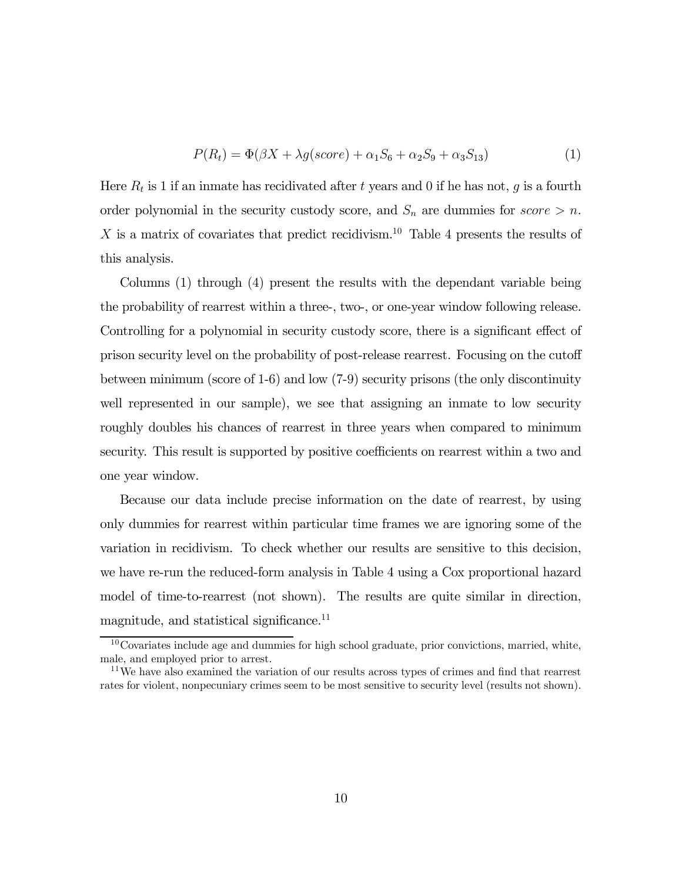$$P(R_t) = \Phi(\beta X + \lambda g(score) + \alpha_1 S_6 + \alpha_2 S_9 + \alpha_3 S_{13}) \tag{1}$$

Here $R_t$ is 1 if an inmate has recidivated after $t$ years and 0 if he has not, $g$ is a fourth order polynomial in the security custody score, and $S_n$ are dummies for $score > n$. $X$ is a matrix of covariates that predict recidivism.[10] Table 4 presents the results of this analysis.

Columns (1) through (4) present the results with the dependant variable being the probability of rearrest within a three-, two-, or one-year window following release. Controlling for a polynomial in security custody score, there is a significant effect of prison security level on the probability of post-release rearrest. Focusing on the cutoff between minimum (score of 1-6) and low (7-9) security prisons (the only discontinuity well represented in our sample), we see that assigning an inmate to low security roughly doubles his chances of rearrest in three years when compared to minimum security. This result is supported by positive coefficients on rearrest within a two and one year window.

Because our data include precise information on the date of rearrest, by using only dummies for rearrest within particular time frames we are ignoring some of the variation in recidivism. To check whether our results are sensitive to this decision, we have re-run the reduced-form analysis in Table 4 using a Cox proportional hazard model of time-to-rearrest (not shown). The results are quite similar in direction, magnitude, and statistical significance.[11]

[10] Covariates include age and dummies for high school graduate, prior convictions, married, white, male, and employed prior to arrest.

[11] We have also examined the variation of our results across types of crimes and find that rearrest rates for violent, nonpecuniary crimes seem to be most sensitive to security level (results not shown).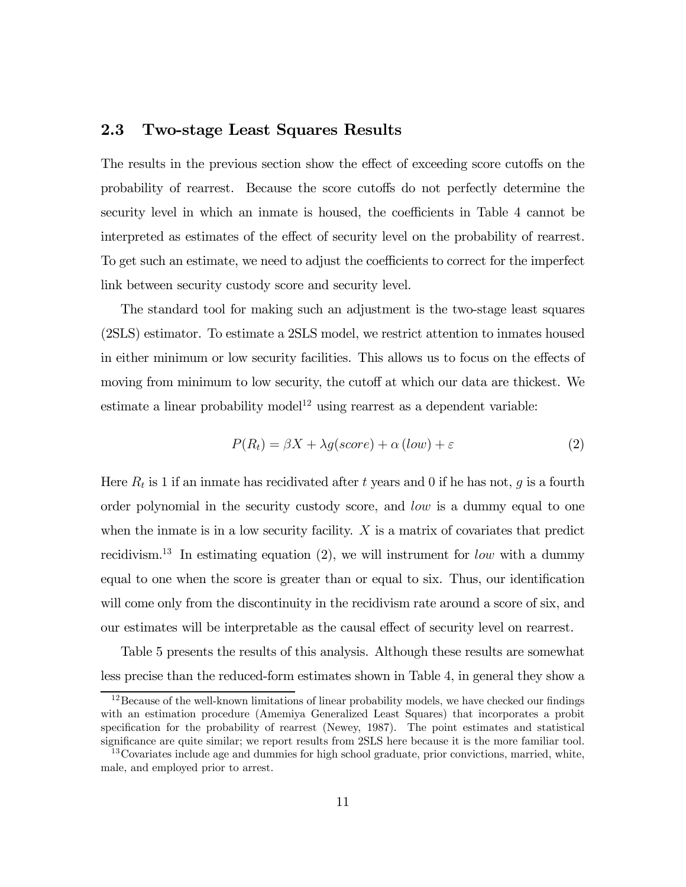## 2.3 Two-stage Least Squares Results

The results in the previous section show the effect of exceeding score cutoffs on the probability of rearrest. Because the score cutoffs do not perfectly determine the security level in which an inmate is housed, the coefficients in Table 4 cannot be interpreted as estimates of the effect of security level on the probability of rearrest. To get such an estimate, we need to adjust the coefficients to correct for the imperfect link between security custody score and security level.

The standard tool for making such an adjustment is the two-stage least squares (2SLS) estimator. To estimate a 2SLS model, we restrict attention to inmates housed in either minimum or low security facilities. This allows us to focus on the effects of moving from minimum to low security, the cutoff at which our data are thickest. We estimate a linear probability model[12] using rearrest as a dependent variable:

$$P(R_t) = \beta X + \lambda g(score) + \alpha\,(low) + \varepsilon \tag{2}$$

Here $R_t$ is 1 if an inmate has recidivated after $t$ years and 0 if he has not, $g$ is a fourth order polynomial in the security custody score, and *low* is a dummy equal to one when the inmate is in a low security facility. $X$ is a matrix of covariates that predict recidivism.[13] In estimating equation (2), we will instrument for *low* with a dummy equal to one when the score is greater than or equal to six. Thus, our identification will come only from the discontinuity in the recidivism rate around a score of six, and our estimates will be interpretable as the causal effect of security level on rearrest.

Table 5 presents the results of this analysis. Although these results are somewhat less precise than the reduced-form estimates shown in Table 4, in general they show a

[12] Because of the well-known limitations of linear probability models, we have checked our findings with an estimation procedure (Amemiya Generalized Least Squares) that incorporates a probit specification for the probability of rearrest (Newey, 1987). The point estimates and statistical significance are quite similar; we report results from 2SLS here because it is the more familiar tool.

[13] Covariates include age and dummies for high school graduate, prior convictions, married, white, male, and employed prior to arrest.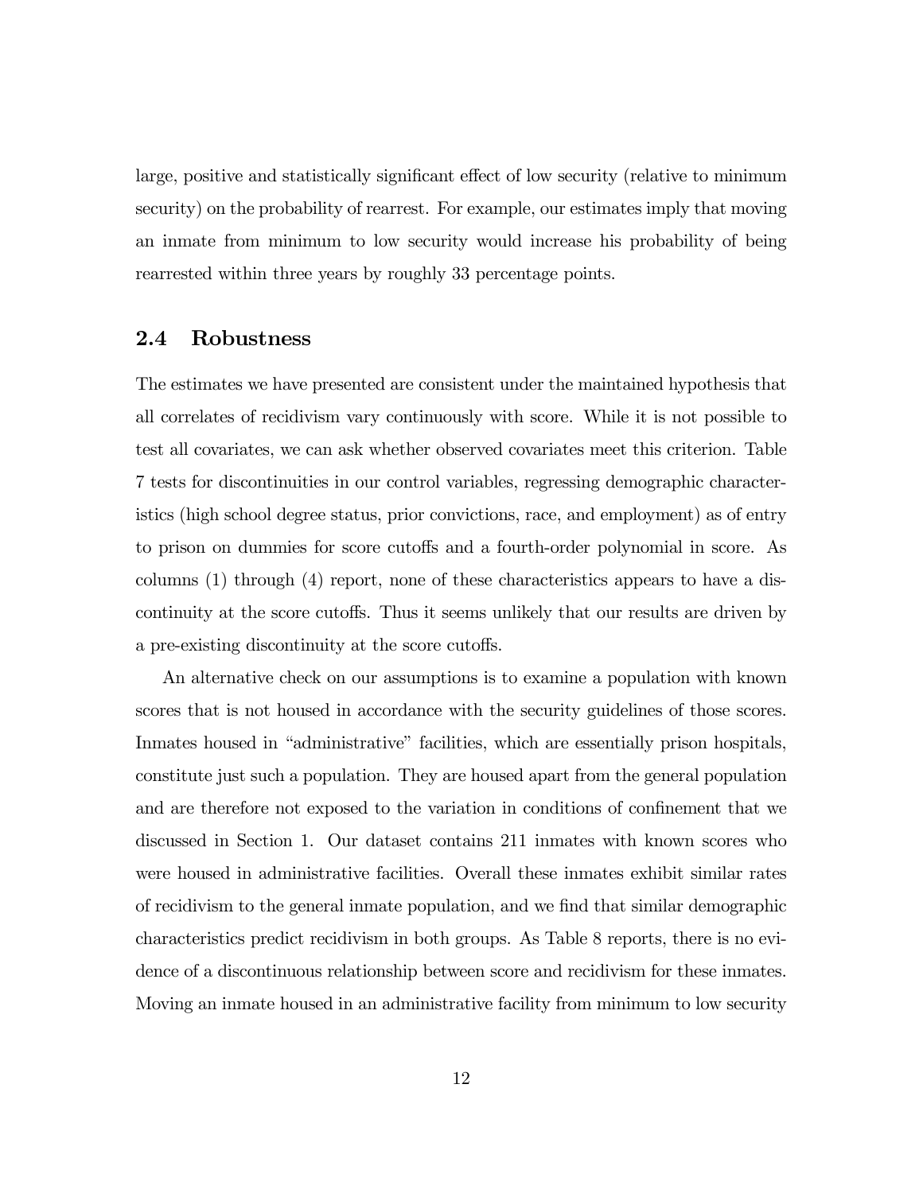large, positive and statistically significant effect of low security (relative to minimum security) on the probability of rearrest. For example, our estimates imply that moving an inmate from minimum to low security would increase his probability of being rearrested within three years by roughly 33 percentage points.

## 2.4 Robustness

The estimates we have presented are consistent under the maintained hypothesis that all correlates of recidivism vary continuously with score. While it is not possible to test all covariates, we can ask whether observed covariates meet this criterion. Table 7 tests for discontinuities in our control variables, regressing demographic characteristics (high school degree status, prior convictions, race, and employment) as of entry to prison on dummies for score cutoffs and a fourth-order polynomial in score. As columns (1) through (4) report, none of these characteristics appears to have a discontinuity at the score cutoffs. Thus it seems unlikely that our results are driven by a pre-existing discontinuity at the score cutoffs.

An alternative check on our assumptions is to examine a population with known scores that is not housed in accordance with the security guidelines of those scores. Inmates housed in "administrative" facilities, which are essentially prison hospitals, constitute just such a population. They are housed apart from the general population and are therefore not exposed to the variation in conditions of confinement that we discussed in Section 1. Our dataset contains 211 inmates with known scores who were housed in administrative facilities. Overall these inmates exhibit similar rates of recidivism to the general inmate population, and we find that similar demographic characteristics predict recidivism in both groups. As Table 8 reports, there is no evidence of a discontinuous relationship between score and recidivism for these inmates. Moving an inmate housed in an administrative facility from minimum to low security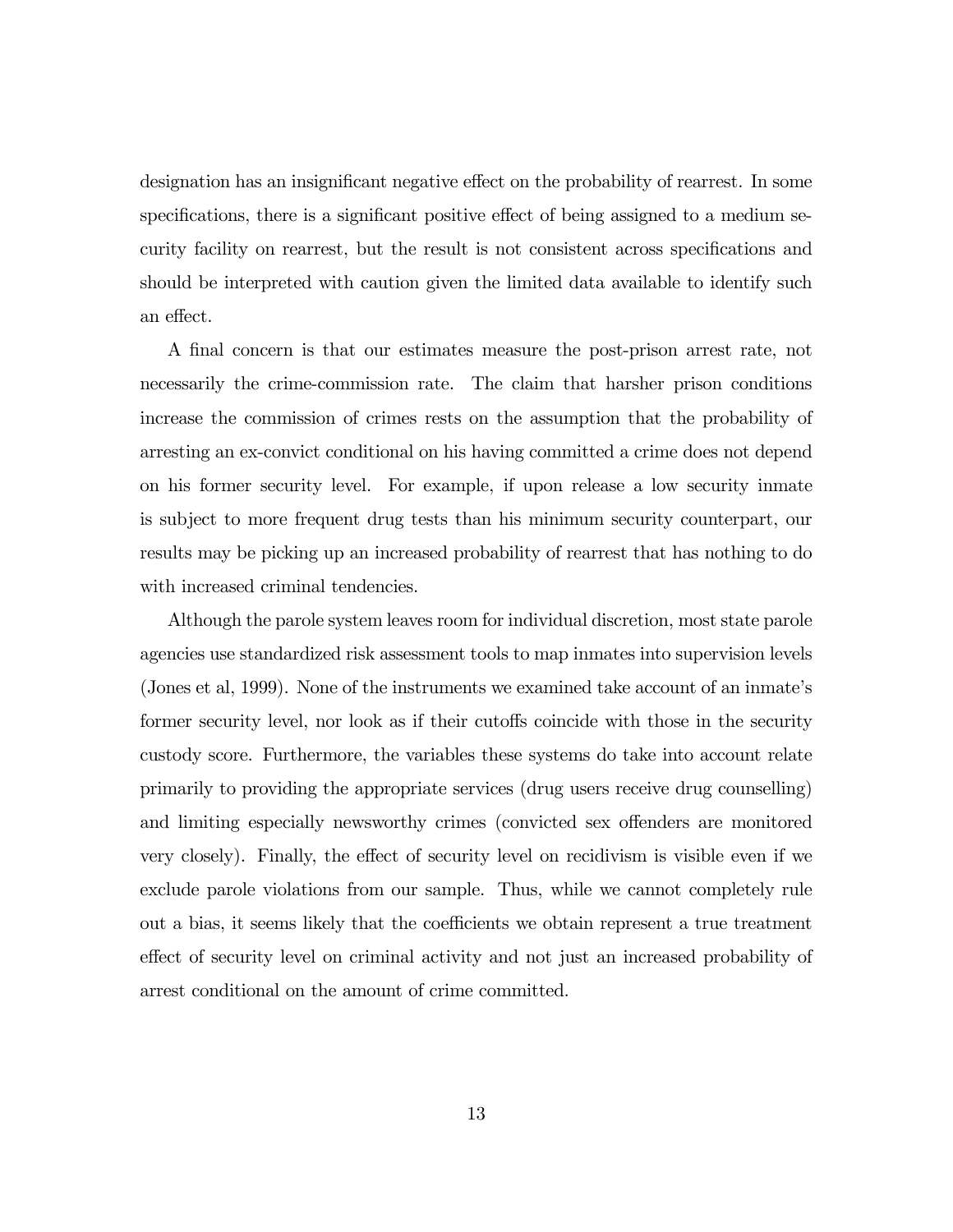designation has an insignificant negative effect on the probability of rearrest. In some specifications, there is a significant positive effect of being assigned to a medium security facility on rearrest, but the result is not consistent across specifications and should be interpreted with caution given the limited data available to identify such an effect.

A final concern is that our estimates measure the post-prison arrest rate, not necessarily the crime-commission rate. The claim that harsher prison conditions increase the commission of crimes rests on the assumption that the probability of arresting an ex-convict conditional on his having committed a crime does not depend on his former security level. For example, if upon release a low security inmate is subject to more frequent drug tests than his minimum security counterpart, our results may be picking up an increased probability of rearrest that has nothing to do with increased criminal tendencies.

Although the parole system leaves room for individual discretion, most state parole agencies use standardized risk assessment tools to map inmates into supervision levels (Jones et al, 1999). None of the instruments we examined take account of an inmate's former security level, nor look as if their cutoffs coincide with those in the security custody score. Furthermore, the variables these systems do take into account relate primarily to providing the appropriate services (drug users receive drug counselling) and limiting especially newsworthy crimes (convicted sex offenders are monitored very closely). Finally, the effect of security level on recidivism is visible even if we exclude parole violations from our sample. Thus, while we cannot completely rule out a bias, it seems likely that the coefficients we obtain represent a true treatment effect of security level on criminal activity and not just an increased probability of arrest conditional on the amount of crime committed.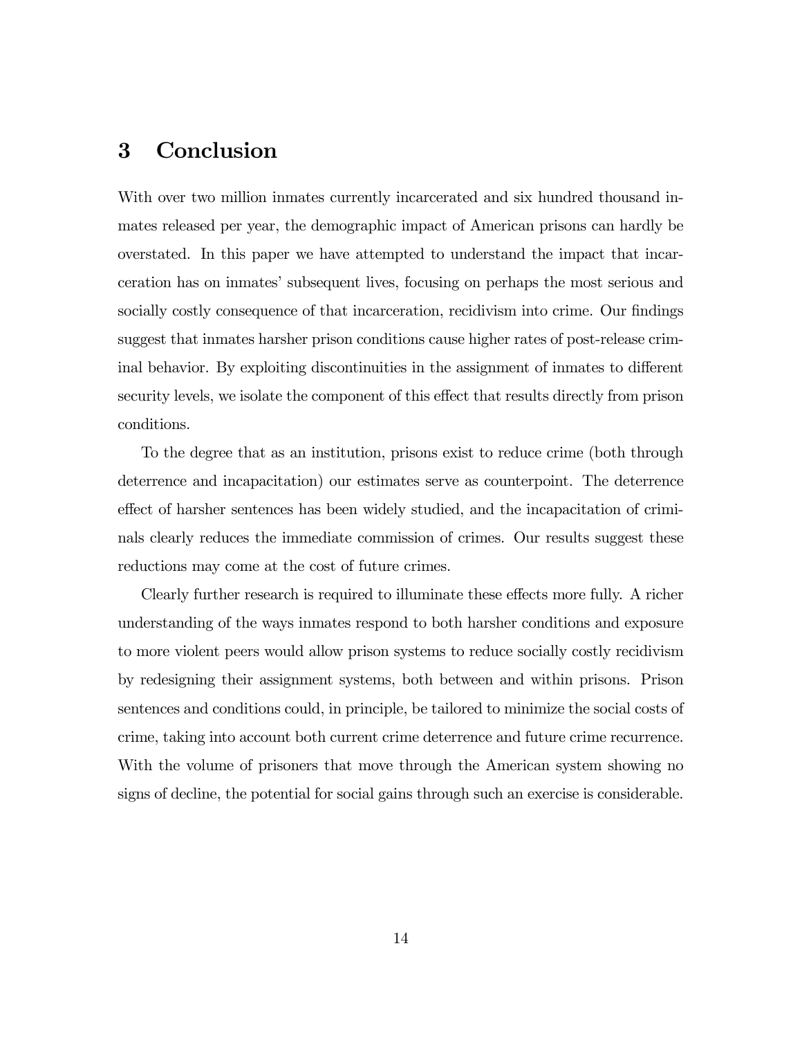# 3 Conclusion

With over two million inmates currently incarcerated and six hundred thousand inmates released per year, the demographic impact of American prisons can hardly be overstated. In this paper we have attempted to understand the impact that incarceration has on inmates' subsequent lives, focusing on perhaps the most serious and socially costly consequence of that incarceration, recidivism into crime. Our findings suggest that inmates harsher prison conditions cause higher rates of post-release criminal behavior. By exploiting discontinuities in the assignment of inmates to different security levels, we isolate the component of this effect that results directly from prison conditions.

To the degree that as an institution, prisons exist to reduce crime (both through deterrence and incapacitation) our estimates serve as counterpoint. The deterrence effect of harsher sentences has been widely studied, and the incapacitation of criminals clearly reduces the immediate commission of crimes. Our results suggest these reductions may come at the cost of future crimes.

Clearly further research is required to illuminate these effects more fully. A richer understanding of the ways inmates respond to both harsher conditions and exposure to more violent peers would allow prison systems to reduce socially costly recidivism by redesigning their assignment systems, both between and within prisons. Prison sentences and conditions could, in principle, be tailored to minimize the social costs of crime, taking into account both current crime deterrence and future crime recurrence. With the volume of prisoners that move through the American system showing no signs of decline, the potential for social gains through such an exercise is considerable.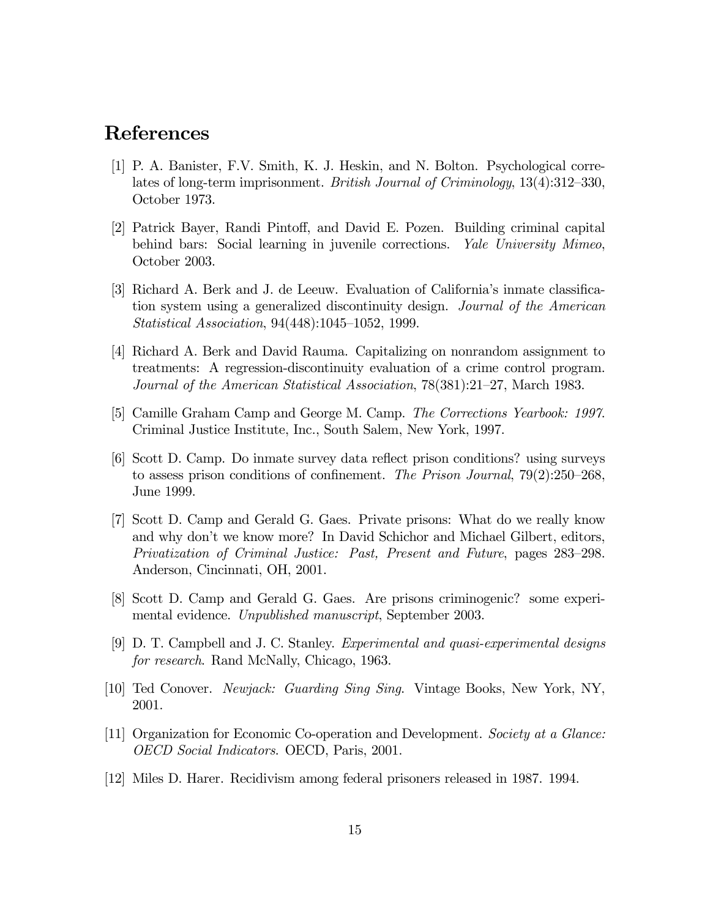## References

[1] P. A. Banister, F.V. Smith, K. J. Heskin, and N. Bolton. Psychological correlates of long-term imprisonment. *British Journal of Criminology*, 13(4):312–330, October 1973.

[2] Patrick Bayer, Randi Pintoff, and David E. Pozen. Building criminal capital behind bars: Social learning in juvenile corrections. *Yale University Mimeo*, October 2003.

[3] Richard A. Berk and J. de Leeuw. Evaluation of California's inmate classification system using a generalized discontinuity design. *Journal of the American Statistical Association*, 94(448):1045–1052, 1999.

[4] Richard A. Berk and David Rauma. Capitalizing on nonrandom assignment to treatments: A regression-discontinuity evaluation of a crime control program. *Journal of the American Statistical Association*, 78(381):21–27, March 1983.

[5] Camille Graham Camp and George M. Camp. *The Corrections Yearbook: 1997*. Criminal Justice Institute, Inc., South Salem, New York, 1997.

[6] Scott D. Camp. Do inmate survey data reflect prison conditions? using surveys to assess prison conditions of confinement. *The Prison Journal*, 79(2):250–268, June 1999.

[7] Scott D. Camp and Gerald G. Gaes. Private prisons: What do we really know and why don't we know more? In David Schichor and Michael Gilbert, editors, *Privatization of Criminal Justice: Past, Present and Future*, pages 283–298. Anderson, Cincinnati, OH, 2001.

[8] Scott D. Camp and Gerald G. Gaes. Are prisons criminogenic? some experimental evidence. *Unpublished manuscript*, September 2003.

[9] D. T. Campbell and J. C. Stanley. *Experimental and quasi-experimental designs for research*. Rand McNally, Chicago, 1963.

[10] Ted Conover. *Newjack: Guarding Sing Sing*. Vintage Books, New York, NY, 2001.

[11] Organization for Economic Co-operation and Development. *Society at a Glance: OECD Social Indicators*. OECD, Paris, 2001.

[12] Miles D. Harer. Recidivism among federal prisoners released in 1987. 1994.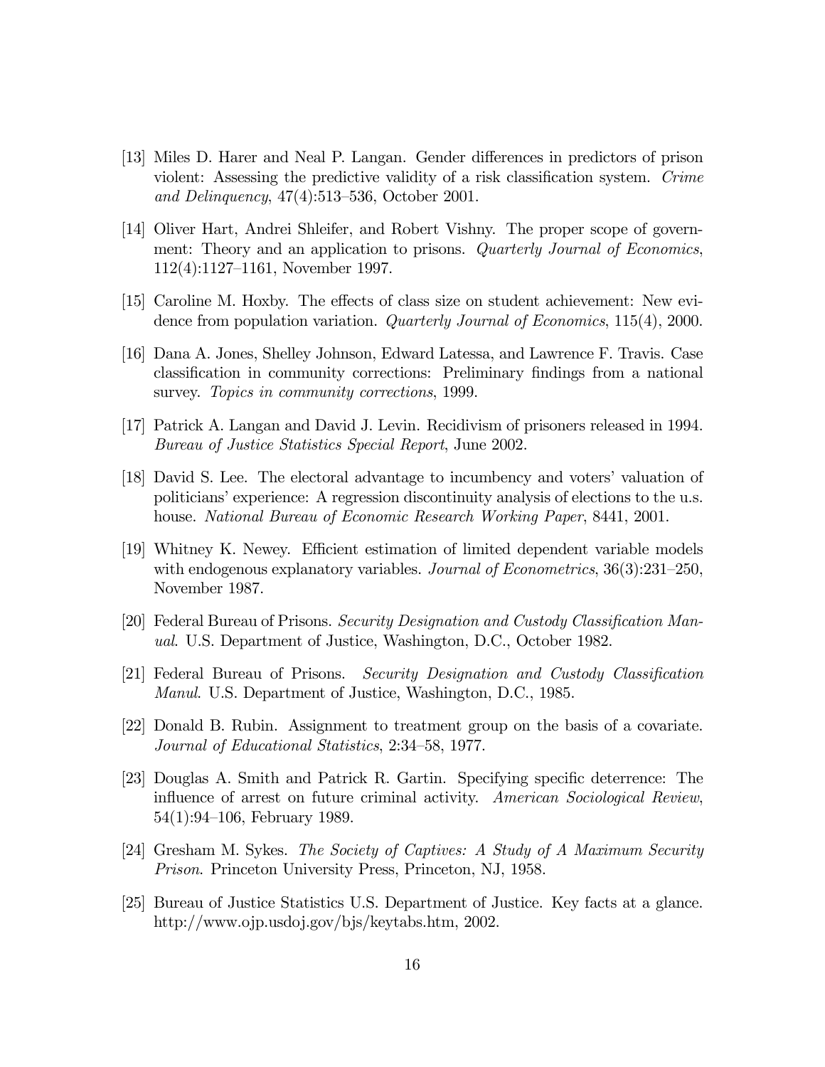[13] Miles D. Harer and Neal P. Langan. Gender differences in predictors of prison violent: Assessing the predictive validity of a risk classification system. *Crime and Delinquency*, 47(4):513–536, October 2001.

[14] Oliver Hart, Andrei Shleifer, and Robert Vishny. The proper scope of government: Theory and an application to prisons. *Quarterly Journal of Economics*, 112(4):1127–1161, November 1997.

[15] Caroline M. Hoxby. The effects of class size on student achievement: New evidence from population variation. *Quarterly Journal of Economics*, 115(4), 2000.

[16] Dana A. Jones, Shelley Johnson, Edward Latessa, and Lawrence F. Travis. Case classification in community corrections: Preliminary findings from a national survey. *Topics in community corrections*, 1999.

[17] Patrick A. Langan and David J. Levin. Recidivism of prisoners released in 1994. *Bureau of Justice Statistics Special Report*, June 2002.

[18] David S. Lee. The electoral advantage to incumbency and voters' valuation of politicians' experience: A regression discontinuity analysis of elections to the u.s. house. *National Bureau of Economic Research Working Paper*, 8441, 2001.

[19] Whitney K. Newey. Efficient estimation of limited dependent variable models with endogenous explanatory variables. *Journal of Econometrics*, 36(3):231–250, November 1987.

[20] Federal Bureau of Prisons. *Security Designation and Custody Classification Manual*. U.S. Department of Justice, Washington, D.C., October 1982.

[21] Federal Bureau of Prisons. *Security Designation and Custody Classification Manul*. U.S. Department of Justice, Washington, D.C., 1985.

[22] Donald B. Rubin. Assignment to treatment group on the basis of a covariate. *Journal of Educational Statistics*, 2:34–58, 1977.

[23] Douglas A. Smith and Patrick R. Gartin. Specifying specific deterrence: The influence of arrest on future criminal activity. *American Sociological Review*, 54(1):94–106, February 1989.

[24] Gresham M. Sykes. *The Society of Captives: A Study of A Maximum Security Prison*. Princeton University Press, Princeton, NJ, 1958.

[25] Bureau of Justice Statistics U.S. Department of Justice. Key facts at a glance. http://www.ojp.usdoj.gov/bjs/keytabs.htm, 2002.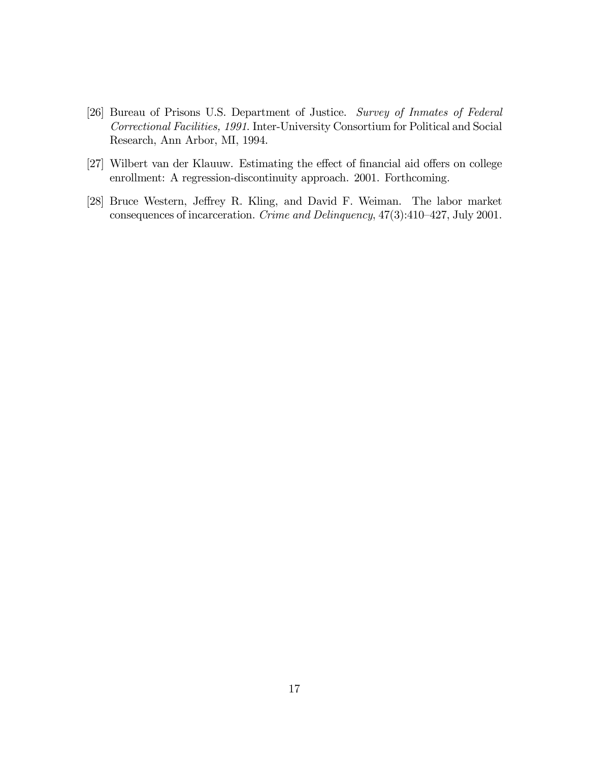[26] Bureau of Prisons U.S. Department of Justice. *Survey of Inmates of Federal Correctional Facilities, 1991*. Inter-University Consortium for Political and Social Research, Ann Arbor, MI, 1994.

[27] Wilbert van der Klauuw. Estimating the effect of financial aid offers on college enrollment: A regression-discontinuity approach. 2001. Forthcoming.

[28] Bruce Western, Jeffrey R. Kling, and David F. Weiman. The labor market consequences of incarceration. *Crime and Delinquency*, 47(3):410–427, July 2001.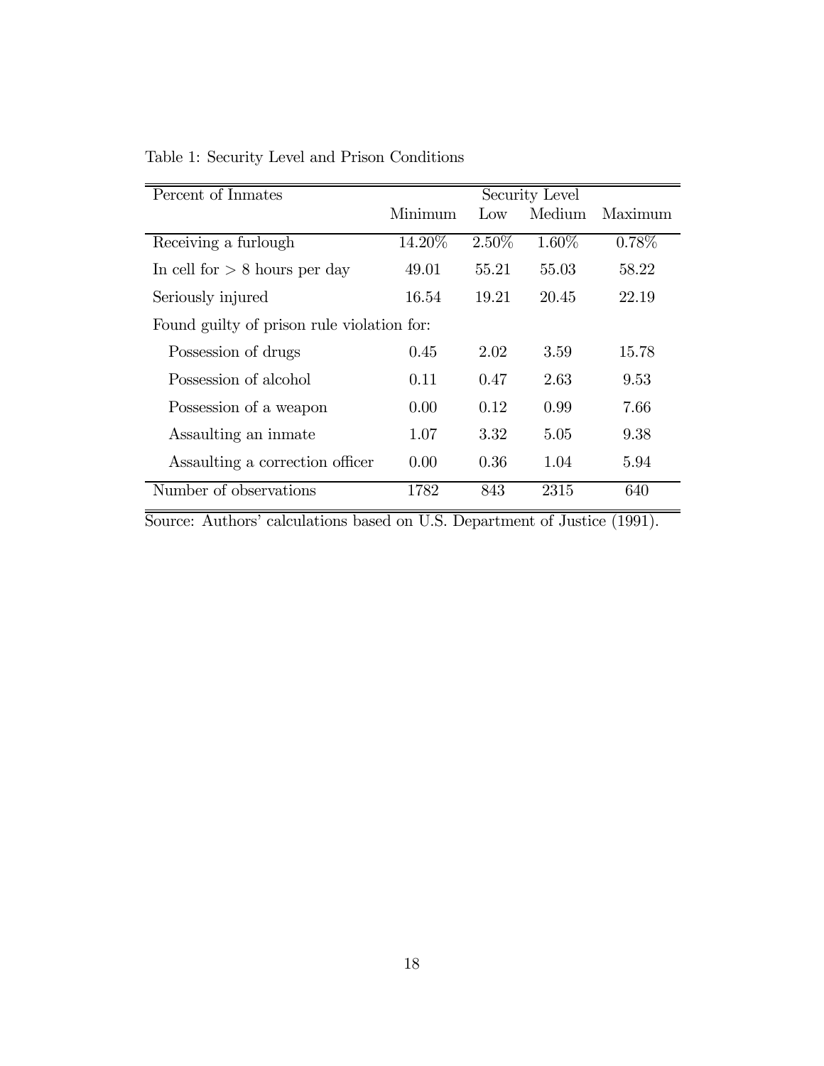Table 1: Security Level and Prison Conditions

| Percent of Inmates | Security Level | | | |
|---|---|---|---|---|
| | Minimum | Low | Medium | Maximum |
| Receiving a furlough | 14.20% | 2.50% | 1.60% | 0.78% |
| In cell for > 8 hours per day | 49.01 | 55.21 | 55.03 | 58.22 |
| Seriously injured | 16.54 | 19.21 | 20.45 | 22.19 |
| Found guilty of prison rule violation for: | | | | |
| Possession of drugs | 0.45 | 2.02 | 3.59 | 15.78 |
| Possession of alcohol | 0.11 | 0.47 | 2.63 | 9.53 |
| Possession of a weapon | 0.00 | 0.12 | 0.99 | 7.66 |
| Assaulting an inmate | 1.07 | 3.32 | 5.05 | 9.38 |
| Assaulting a correction officer | 0.00 | 0.36 | 1.04 | 5.94 |
| Number of observations | 1782 | 843 | 2315 | 640 |

Source: Authors' calculations based on U.S. Department of Justice (1991).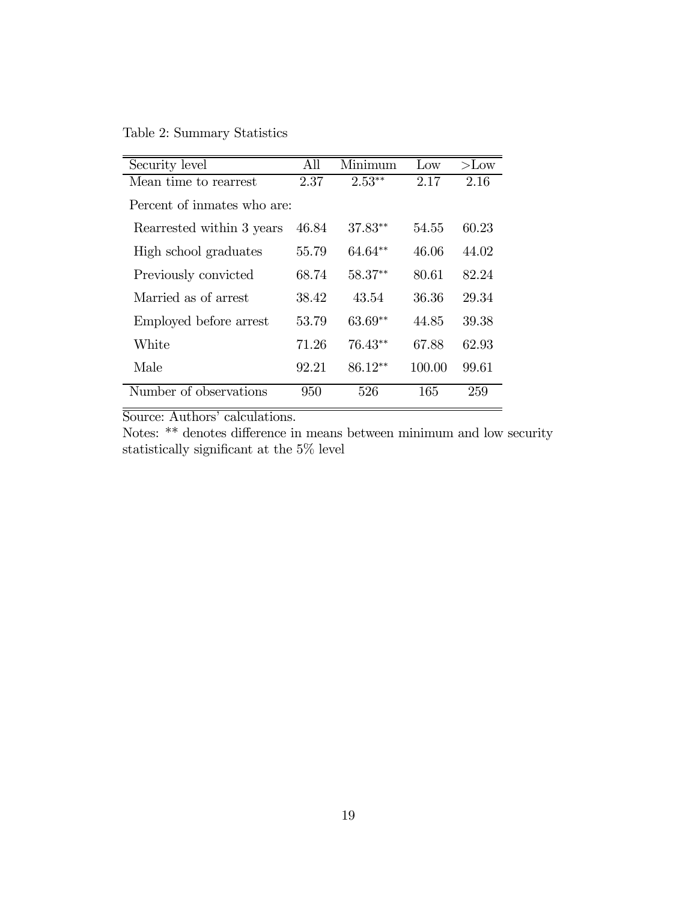Table 2: Summary Statistics

| Security level | All | Minimum | Low | >Low |
|---|---|---|---|---|
| Mean time to rearrest | 2.37 | 2.53** | 2.17 | 2.16 |
| Percent of inmates who are: | | | | |
| Rearrested within 3 years | 46.84 | 37.83** | 54.55 | 60.23 |
| High school graduates | 55.79 | 64.64** | 46.06 | 44.02 |
| Previously convicted | 68.74 | 58.37** | 80.61 | 82.24 |
| Married as of arrest | 38.42 | 43.54 | 36.36 | 29.34 |
| Employed before arrest | 53.79 | 63.69** | 44.85 | 39.38 |
| White | 71.26 | 76.43** | 67.88 | 62.93 |
| Male | 92.21 | 86.12** | 100.00 | 99.61 |
| Number of observations | 950 | 526 | 165 | 259 |

Source: Authors' calculations.

Notes: ** denotes difference in means between minimum and low security statistically significant at the 5% level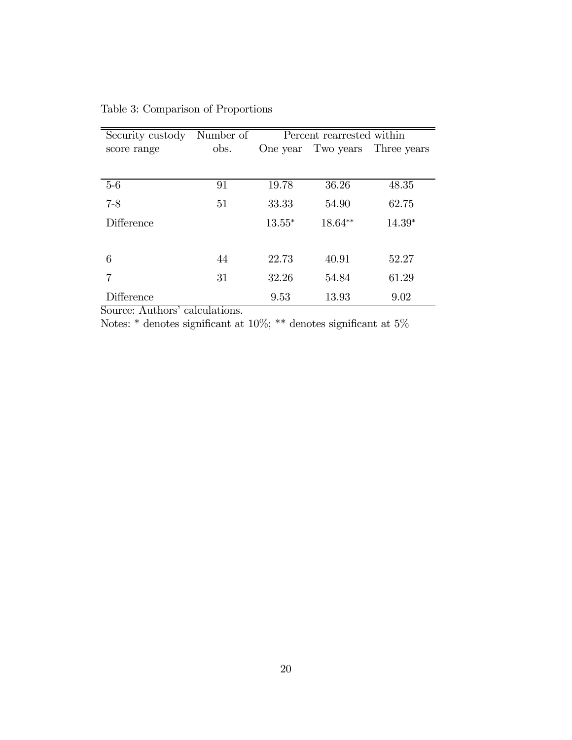Table 3: Comparison of Proportions

| Security custody score range | Number of obs. | Percent rearrested within | | |
|---|---|---|---|---|
| | | One year | Two years | Three years |
| 5-6 | 91 | 19.78 | 36.26 | 48.35 |
| 7-8 | 51 | 33.33 | 54.90 | 62.75 |
| Difference | | 13.55* | 18.64** | 14.39* |
| | | | | |
| 6 | 44 | 22.73 | 40.91 | 52.27 |
| 7 | 31 | 32.26 | 54.84 | 61.29 |
| Difference | | 9.53 | 13.93 | 9.02 |

Source: Authors' calculations.

Notes: * denotes significant at 10%; ** denotes significant at 5%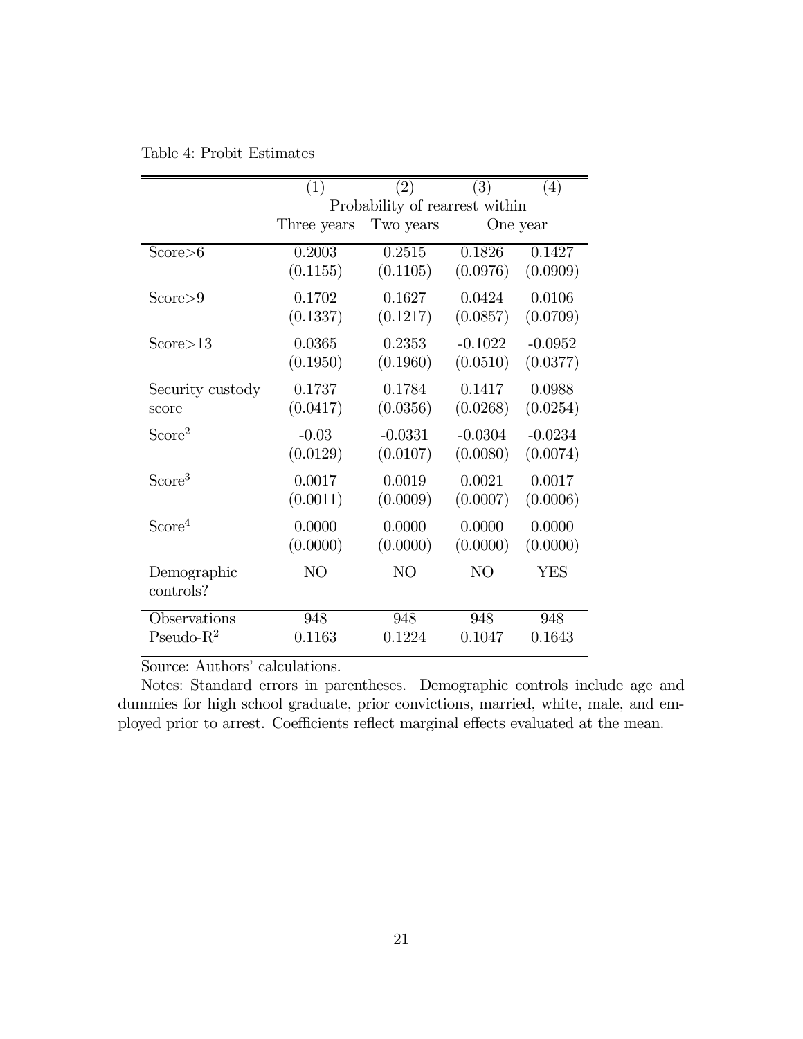Table 4: Probit Estimates

| | (1) | (2) | (3) | (4) |
|---|---|---|---|---|
| | Probability of rearrest within | | | |
| | Three years | Two years | One year | |
| Score>6 | 0.2003 | 0.2515 | 0.1826 | 0.1427 |
| | (0.1155) | (0.1105) | (0.0976) | (0.0909) |
| Score>9 | 0.1702 | 0.1627 | 0.0424 | 0.0106 |
| | (0.1337) | (0.1217) | (0.0857) | (0.0709) |
| Score>13 | 0.0365 | 0.2353 | -0.1022 | -0.0952 |
| | (0.1950) | (0.1960) | (0.0510) | (0.0377) |
| Security custody score | 0.1737 | 0.1784 | 0.1417 | 0.0988 |
| | (0.0417) | (0.0356) | (0.0268) | (0.0254) |
| $\text{Score}^2$ | -0.03 | -0.0331 | -0.0304 | -0.0234 |
| | (0.0129) | (0.0107) | (0.0080) | (0.0074) |
| $\text{Score}^3$ | 0.0017 | 0.0019 | 0.0021 | 0.0017 |
| | (0.0011) | (0.0009) | (0.0007) | (0.0006) |
| $\text{Score}^4$ | 0.0000 | 0.0000 | 0.0000 | 0.0000 |
| | (0.0000) | (0.0000) | (0.0000) | (0.0000) |
| Demographic controls? | NO | NO | NO | YES |
| Observations | 948 | 948 | 948 | 948 |
| Pseudo-$R^2$ | 0.1163 | 0.1224 | 0.1047 | 0.1643 |

Source: Authors' calculations.

Notes: Standard errors in parentheses. Demographic controls include age and dummies for high school graduate, prior convictions, married, white, male, and employed prior to arrest. Coefficients reflect marginal effects evaluated at the mean.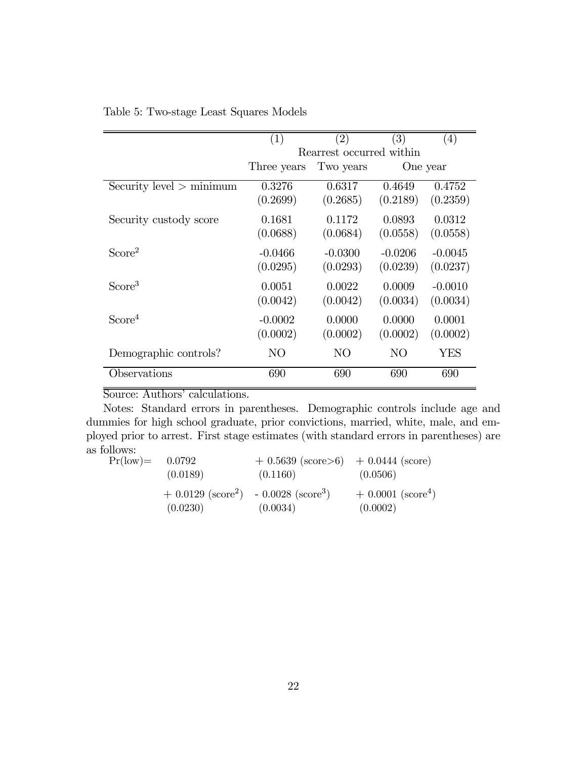Table 5: Two-stage Least Squares Models

| | (1) | (2) | (3) | (4) |
|---|---|---|---|---|
| | Rearrest occurred within | | | |
| | Three years | Two years | One year | |
| Security level > minimum | 0.3276 | 0.6317 | 0.4649 | 0.4752 |
| | (0.2699) | (0.2685) | (0.2189) | (0.2359) |
| Security custody score | 0.1681 | 0.1172 | 0.0893 | 0.0312 |
| | (0.0688) | (0.0684) | (0.0558) | (0.0558) |
| $\text{Score}^2$ | -0.0466 | -0.0300 | -0.0206 | -0.0045 |
| | (0.0295) | (0.0293) | (0.0239) | (0.0237) |
| $\text{Score}^3$ | 0.0051 | 0.0022 | 0.0009 | -0.0010 |
| | (0.0042) | (0.0042) | (0.0034) | (0.0034) |
| $\text{Score}^4$ | -0.0002 | 0.0000 | 0.0000 | 0.0001 |
| | (0.0002) | (0.0002) | (0.0002) | (0.0002) |
| Demographic controls? | NO | NO | NO | YES |
| Observations | 690 | 690 | 690 | 690 |

Source: Authors' calculations.

Notes: Standard errors in parentheses. Demographic controls include age and dummies for high school graduate, prior convictions, married, white, male, and employed prior to arrest. First stage estimates (with standard errors in parentheses) are as follows:

$$
\begin{aligned}
\Pr(\text{low}) = \; & \underset{(0.0189)}{0.0792} + \underset{(0.1160)}{0.5639}\,(\text{score}>6) + \underset{(0.0506)}{0.0444}\,(\text{score}) \\
& + \underset{(0.0230)}{0.0129}\,(\text{score}^2) - \underset{(0.0034)}{0.0028}\,(\text{score}^3) + \underset{(0.0002)}{0.0001}\,(\text{score}^4)
\end{aligned}
$$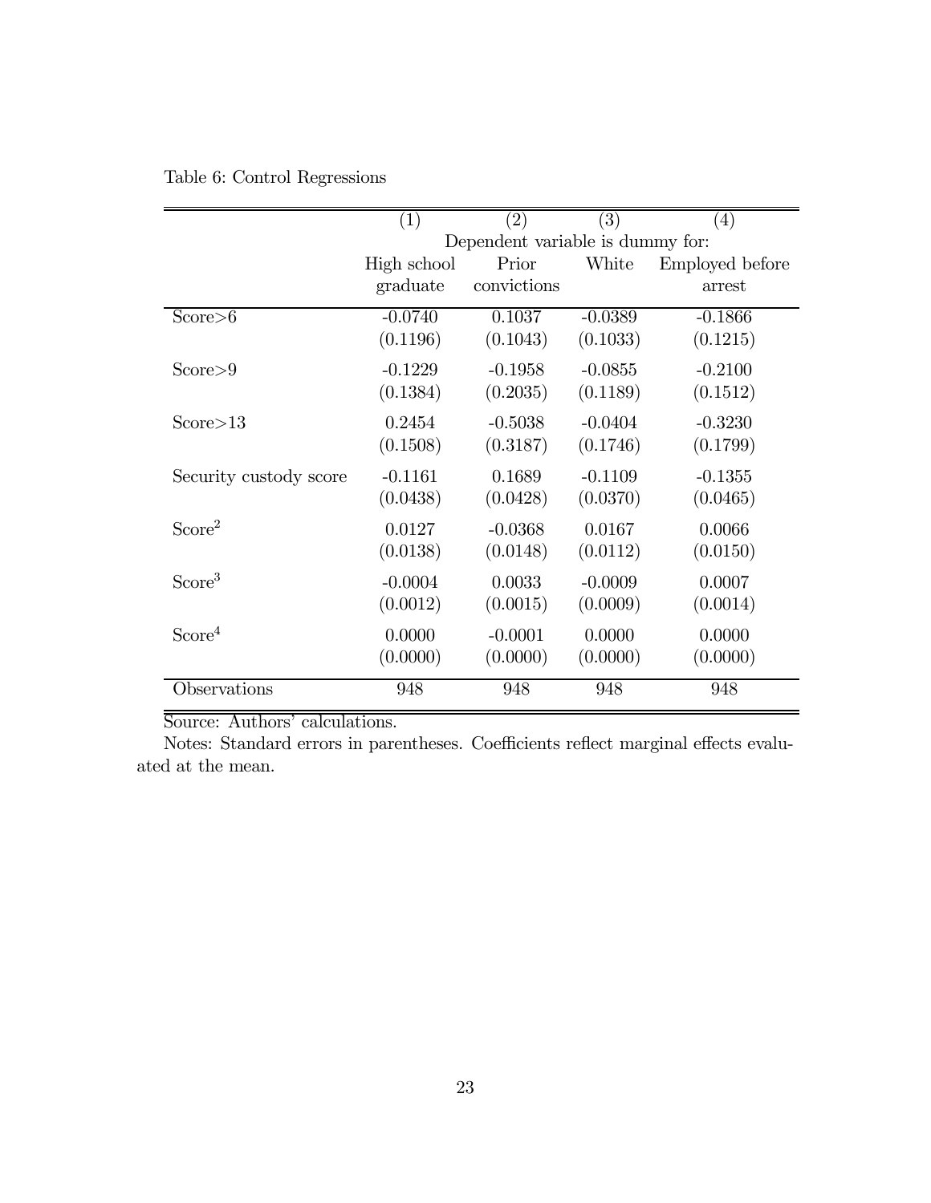Table 6: Control Regressions

| | (1) | (2) | (3) | (4) |
|---|---|---|---|---|
| | Dependent variable is dummy for: | | | |
| | High school graduate | Prior convictions | White | Employed before arrest |
| Score>6 | -0.0740 | 0.1037 | -0.0389 | -0.1866 |
| | (0.1196) | (0.1043) | (0.1033) | (0.1215) |
| Score>9 | -0.1229 | -0.1958 | -0.0855 | -0.2100 |
| | (0.1384) | (0.2035) | (0.1189) | (0.1512) |
| Score>13 | 0.2454 | -0.5038 | -0.0404 | -0.3230 |
| | (0.1508) | (0.3187) | (0.1746) | (0.1799) |
| Security custody score | -0.1161 | 0.1689 | -0.1109 | -0.1355 |
| | (0.0438) | (0.0428) | (0.0370) | (0.0465) |
| Score$^2$ | 0.0127 | -0.0368 | 0.0167 | 0.0066 |
| | (0.0138) | (0.0148) | (0.0112) | (0.0150) |
| Score$^3$ | -0.0004 | 0.0033 | -0.0009 | 0.0007 |
| | (0.0012) | (0.0015) | (0.0009) | (0.0014) |
| Score$^4$ | 0.0000 | -0.0001 | 0.0000 | 0.0000 |
| | (0.0000) | (0.0000) | (0.0000) | (0.0000) |
| Observations | 948 | 948 | 948 | 948 |

Source: Authors' calculations.

Notes: Standard errors in parentheses. Coefficients reflect marginal effects evaluated at the mean.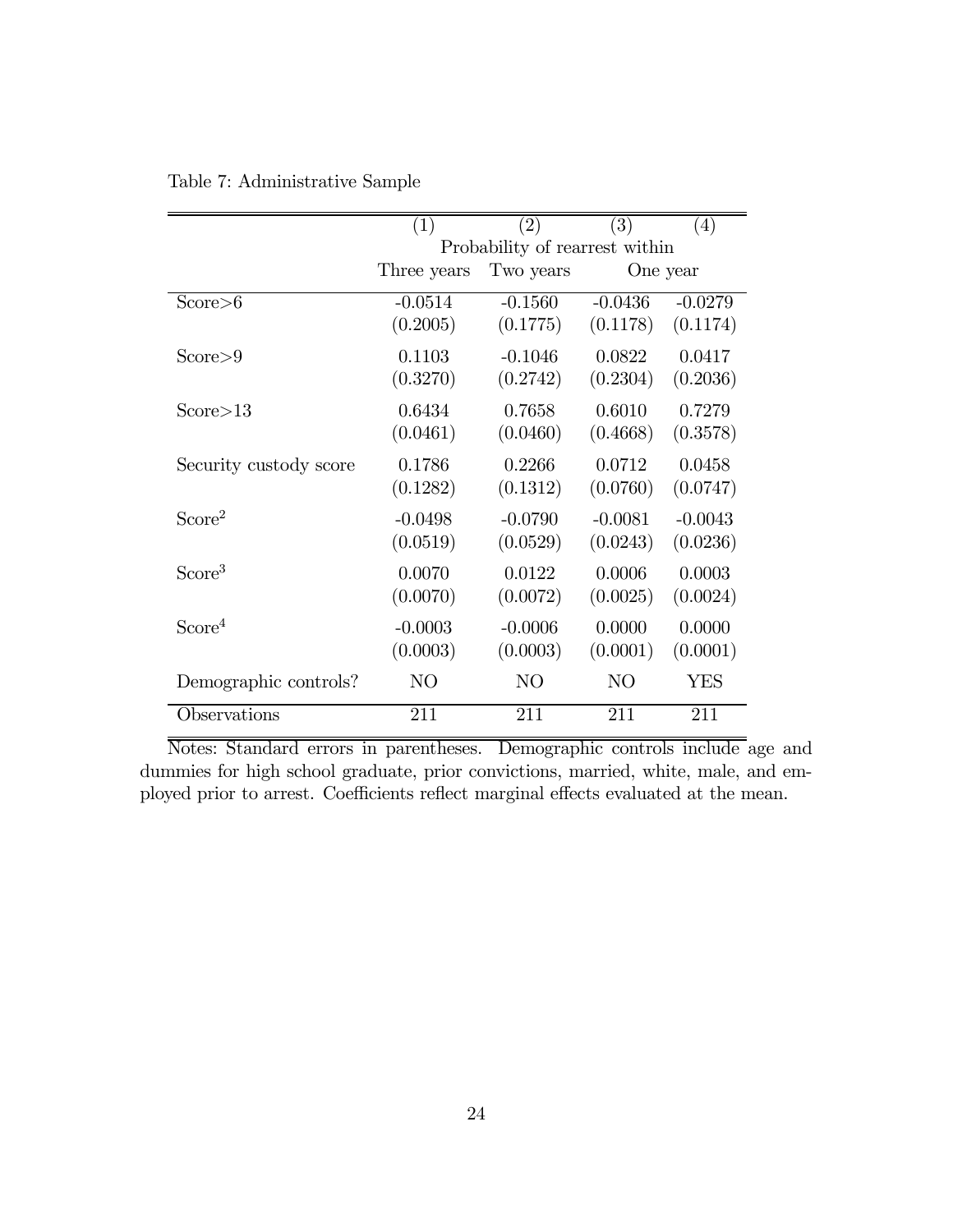Table 7: Administrative Sample

| | (1) | (2) | (3) | (4) |
|---|---|---|---|---|
| | Probability of rearrest within | | | |
| | Three years | Two years | One year | |
| Score>6 | -0.0514 | -0.1560 | -0.0436 | -0.0279 |
| | (0.2005) | (0.1775) | (0.1178) | (0.1174) |
| Score>9 | 0.1103 | -0.1046 | 0.0822 | 0.0417 |
| | (0.3270) | (0.2742) | (0.2304) | (0.2036) |
| Score>13 | 0.6434 | 0.7658 | 0.6010 | 0.7279 |
| | (0.0461) | (0.0460) | (0.4668) | (0.3578) |
| Security custody score | 0.1786 | 0.2266 | 0.0712 | 0.0458 |
| | (0.1282) | (0.1312) | (0.0760) | (0.0747) |
| $\text{Score}^2$ | -0.0498 | -0.0790 | -0.0081 | -0.0043 |
| | (0.0519) | (0.0529) | (0.0243) | (0.0236) |
| $\text{Score}^3$ | 0.0070 | 0.0122 | 0.0006 | 0.0003 |
| | (0.0070) | (0.0072) | (0.0025) | (0.0024) |
| $\text{Score}^4$ | -0.0003 | -0.0006 | 0.0000 | 0.0000 |
| | (0.0003) | (0.0003) | (0.0001) | (0.0001) |
| Demographic controls? | NO | NO | NO | YES |
| Observations | 211 | 211 | 211 | 211 |

Notes: Standard errors in parentheses. Demographic controls include age and dummies for high school graduate, prior convictions, married, white, male, and employed prior to arrest. Coefficients reflect marginal effects evaluated at the mean.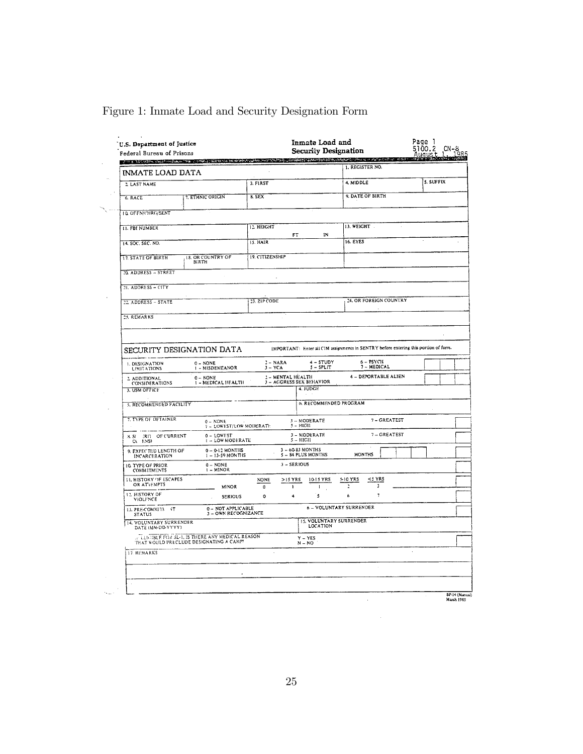Figure 1: Inmate Load and Security Designation Form

U.S. Department of Justice
Federal Bureau of Prisons

**Inmate Load and Security Designation**

Page 1
5100.2 CN-8
August 1, 1985

## INMATE LOAD DATA

| | | | | |
|---|---|---|---|---|
| | | | 1. REGISTER NO. | |
| 2. LAST NAME | | 3. FIRST | 4. MIDDLE | 5. SUFFIX |
| 6. RACE | 7. ETHNIC ORIGIN | 8. SEX | 9. DATE OF BIRTH | |
| 10. OFFN/CHRG/SENT | | | | |
| 11. FBI NUMBER | | 12. HEIGHT FT IN | 13. WEIGHT | |
| 14. SOC. SEC. NO. | | 15. HAIR | 16. EYES | |
| 17. STATE OF BIRTH | 18. OR COUNTRY OF BIRTH | 19. CITIZENSHIP | | |
| 20. ADDRESS – STREET | | | | |
| 21. ADDRESS – CITY | | | | |
| 22. ADDRESS – STATE | | 23. ZIP CODE | 24. OR FOREIGN COUNTRY | |
| 25. REMARKS | | | | |

## SECURITY DESIGNATION DATA

IMPORTANT: Enter all CIM assignments in SENTRY before entering this portion of form.

1. DESIGNATION LIMITATIONS — 0 – NONE; 1 – MISDEMEANOR; 2 – NARA; 3 – YCA; 4 – STUDY; 5 – SPLIT; 6 – PSYCH; 7 – MEDICAL

2. ADDITIONAL CONSIDERATIONS — 0 – NONE; 1 – MEDICAL HEALTH; 2 – MENTAL HEALTH; 3 – AGGRESS SEX BEHAVIOR; 4 – DEPORTABLE ALIEN

3. USM OFFICE — 4. JUDGE

5. RECOMMENDED FACILITY — 6. RECOMMENDED PROGRAM

7. TYPE OF DETAINER — 0 – NONE; 1 – LOWEST/LOW MODERATE; 3 – MODERATE; 5 – HIGH; 7 – GREATEST

8. SEVERITY OF CURRENT OFFENSE — 0 – LOWEST; 1 – LOW MODERATE; 3 – MODERATE; 5 – HIGH; 7 – GREATEST

9. EXPECTED LENGTH OF INCARCERATION — 0 – 0-12 MONTHS; 1 – 13-59 MONTHS; 3 – 60-83 MONTHS; 5 – 84 PLUS MONTHS; MONTHS

10. TYPE OF PRIOR COMMITMENTS — 0 – NONE; 1 – MINOR; 3 – SERIOUS

| | | NONE | >15 YRS | 10-15 YRS | 5-10 YRS | <5 YRS |
|---|---|---|---|---|---|---|
| 11. HISTORY OF ESCAPES OR ATTEMPTS | MINOR | 0 | 1 | 1 | 2 | 3 |
| 12. HISTORY OF VIOLENCE | SERIOUS | 0 | 4 | 5 | 6 | 7 |

13. PRE-COMMITMENT STATUS — 0 – NOT APPLICABLE; 3 – OWN RECOGNIZANCE; 6 – VOLUNTARY SURRENDER

14. VOLUNTARY SURRENDER DATE (MM-DD-YYYY) — 15. VOLUNTARY SURRENDER LOCATION

16. ELIGIBLE FOR SL-1, IS THERE ANY MEDICAL REASON THAT WOULD PRECLUDE DESIGNATING A CAMP? — Y – YES; N – NO

17. REMARKS

BP-14 (Manual)
March 1985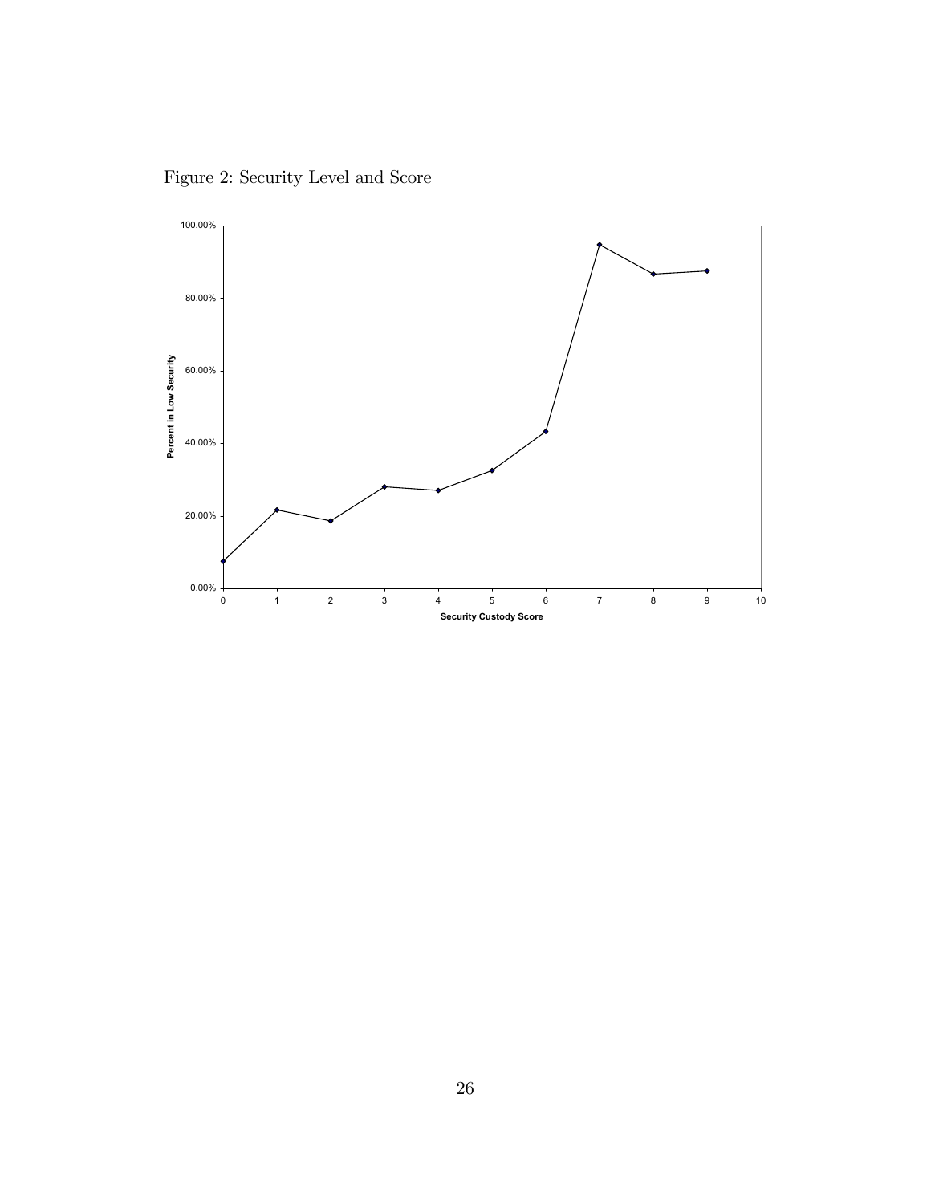Figure 2: Security Level and Score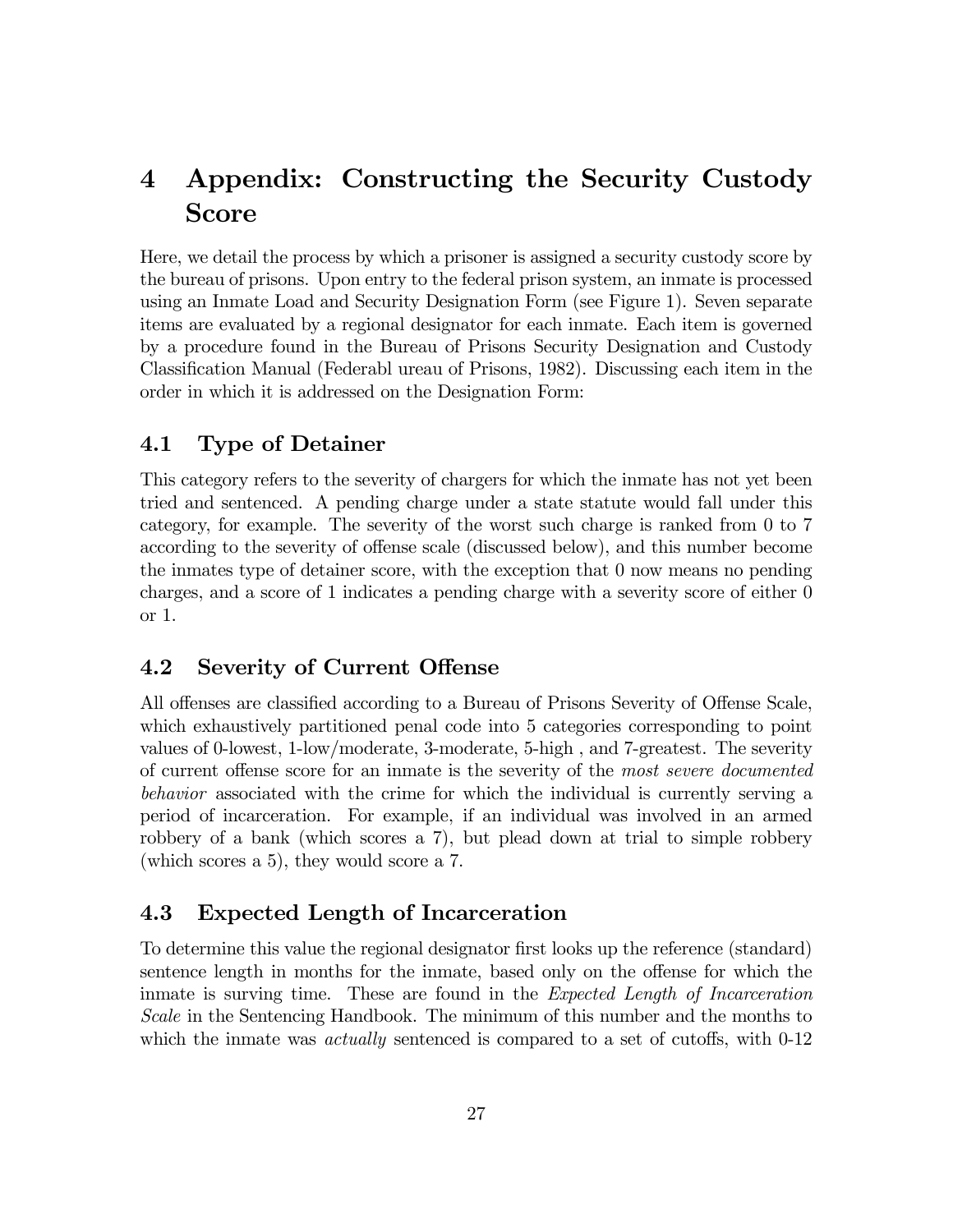# 4 Appendix: Constructing the Security Custody Score

Here, we detail the process by which a prisoner is assigned a security custody score by the bureau of prisons. Upon entry to the federal prison system, an inmate is processed using an Inmate Load and Security Designation Form (see Figure 1). Seven separate items are evaluated by a regional designator for each inmate. Each item is governed by a procedure found in the Bureau of Prisons Security Designation and Custody Classification Manual (Federabl ureau of Prisons, 1982). Discussing each item in the order in which it is addressed on the Designation Form:

## 4.1 Type of Detainer

This category refers to the severity of chargers for which the inmate has not yet been tried and sentenced. A pending charge under a state statute would fall under this category, for example. The severity of the worst such charge is ranked from 0 to 7 according to the severity of offense scale (discussed below), and this number become the inmates type of detainer score, with the exception that 0 now means no pending charges, and a score of 1 indicates a pending charge with a severity score of either 0 or 1.

## 4.2 Severity of Current Offense

All offenses are classified according to a Bureau of Prisons Severity of Offense Scale, which exhaustively partitioned penal code into 5 categories corresponding to point values of 0-lowest, 1-low/moderate, 3-moderate, 5-high , and 7-greatest. The severity of current offense score for an inmate is the severity of the *most severe documented behavior* associated with the crime for which the individual is currently serving a period of incarceration. For example, if an individual was involved in an armed robbery of a bank (which scores a 7), but plead down at trial to simple robbery (which scores a 5), they would score a 7.

## 4.3 Expected Length of Incarceration

To determine this value the regional designator first looks up the reference (standard) sentence length in months for the inmate, based only on the offense for which the inmate is surving time. These are found in the *Expected Length of Incarceration Scale* in the Sentencing Handbook. The minimum of this number and the months to which the inmate was *actually* sentenced is compared to a set of cutoffs, with 0-12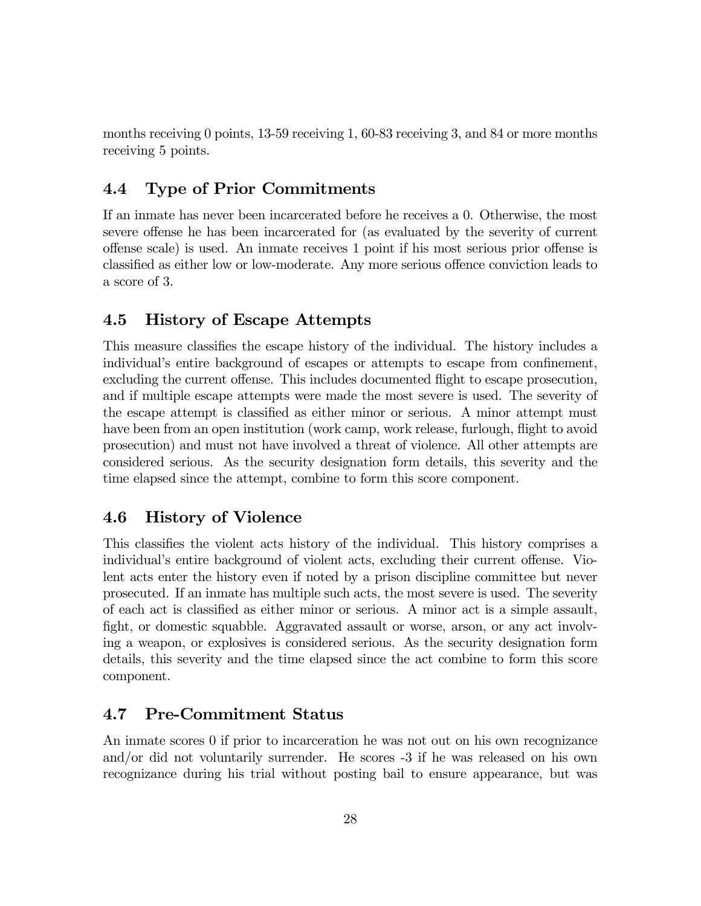months receiving 0 points, 13-59 receiving 1, 60-83 receiving 3, and 84 or more months receiving 5 points.

## 4.4 Type of Prior Commitments

If an inmate has never been incarcerated before he receives a 0. Otherwise, the most severe offense he has been incarcerated for (as evaluated by the severity of current offense scale) is used. An inmate receives 1 point if his most serious prior offense is classified as either low or low-moderate. Any more serious offence conviction leads to a score of 3.

## 4.5 History of Escape Attempts

This measure classifies the escape history of the individual. The history includes a individual's entire background of escapes or attempts to escape from confinement, excluding the current offense. This includes documented flight to escape prosecution, and if multiple escape attempts were made the most severe is used. The severity of the escape attempt is classified as either minor or serious. A minor attempt must have been from an open institution (work camp, work release, furlough, flight to avoid prosecution) and must not have involved a threat of violence. All other attempts are considered serious. As the security designation form details, this severity and the time elapsed since the attempt, combine to form this score component.

## 4.6 History of Violence

This classifies the violent acts history of the individual. This history comprises a individual's entire background of violent acts, excluding their current offense. Violent acts enter the history even if noted by a prison discipline committee but never prosecuted. If an inmate has multiple such acts, the most severe is used. The severity of each act is classified as either minor or serious. A minor act is a simple assault, fight, or domestic squabble. Aggravated assault or worse, arson, or any act involving a weapon, or explosives is considered serious. As the security designation form details, this severity and the time elapsed since the act combine to form this score component.

## 4.7 Pre-Commitment Status

An inmate scores 0 if prior to incarceration he was not out on his own recognizance and/or did not voluntarily surrender. He scores -3 if he was released on his own recognizance during his trial without posting bail to ensure appearance, but was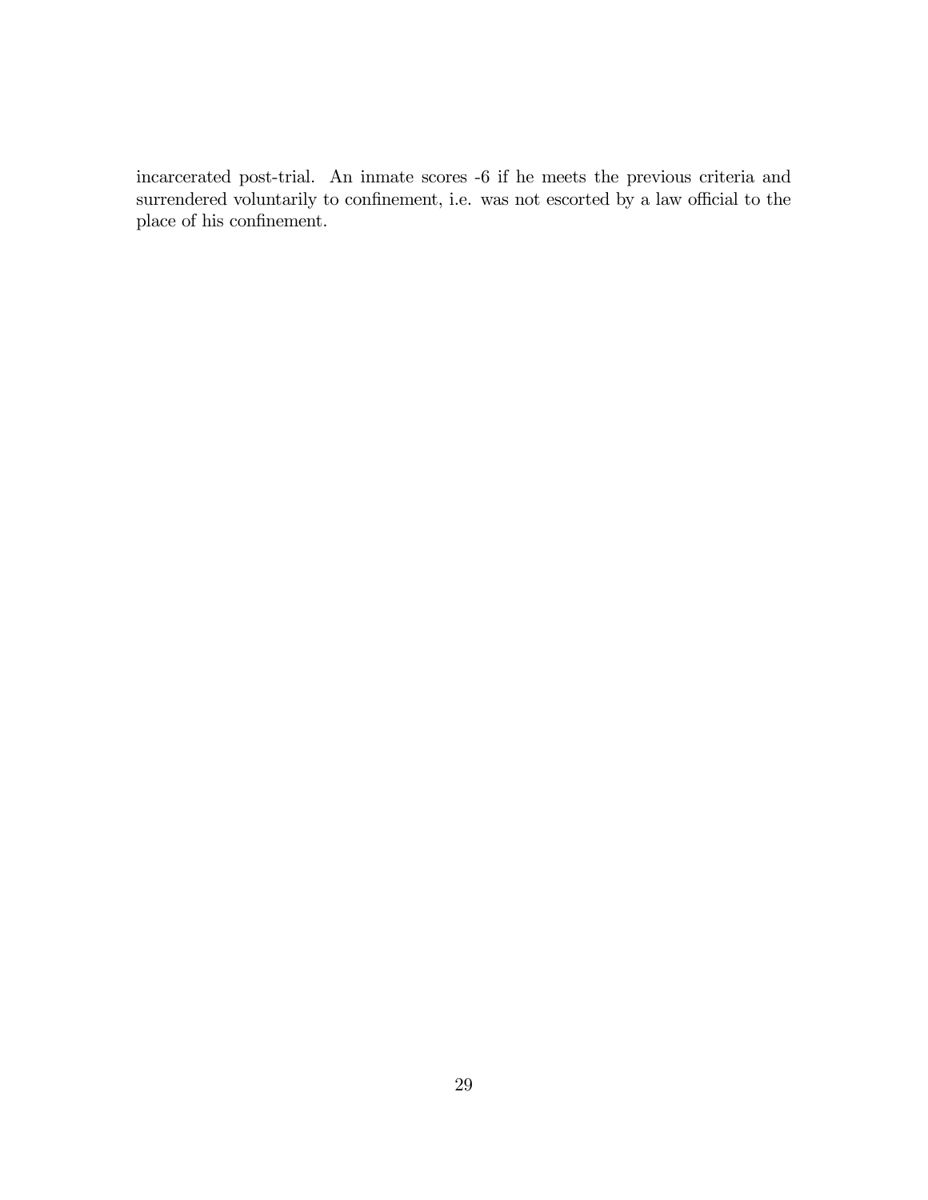incarcerated post-trial. An inmate scores -6 if he meets the previous criteria and surrendered voluntarily to confinement, i.e. was not escorted by a law official to the place of his confinement.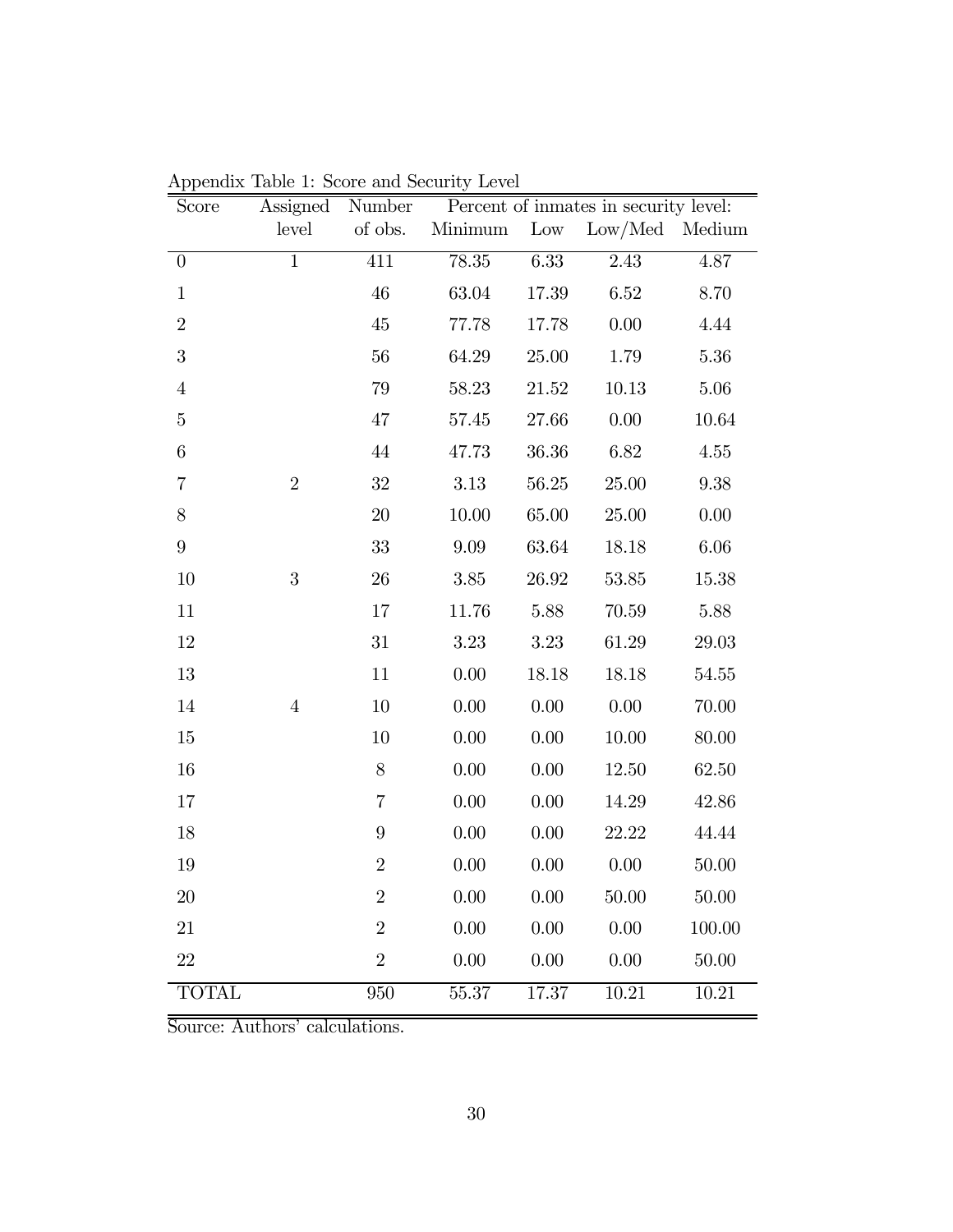Appendix Table 1: Score and Security Level

| Score | Assigned level | Number of obs. | Percent of inmates in security level: | | | |
|---|---|---|---|---|---|---|
| | | | Minimum | Low | Low/Med | Medium |
| 0 | 1 | 411 | 78.35 | 6.33 | 2.43 | 4.87 |
| 1 | | 46 | 63.04 | 17.39 | 6.52 | 8.70 |
| 2 | | 45 | 77.78 | 17.78 | 0.00 | 4.44 |
| 3 | | 56 | 64.29 | 25.00 | 1.79 | 5.36 |
| 4 | | 79 | 58.23 | 21.52 | 10.13 | 5.06 |
| 5 | | 47 | 57.45 | 27.66 | 0.00 | 10.64 |
| 6 | | 44 | 47.73 | 36.36 | 6.82 | 4.55 |
| 7 | 2 | 32 | 3.13 | 56.25 | 25.00 | 9.38 |
| 8 | | 20 | 10.00 | 65.00 | 25.00 | 0.00 |
| 9 | | 33 | 9.09 | 63.64 | 18.18 | 6.06 |
| 10 | 3 | 26 | 3.85 | 26.92 | 53.85 | 15.38 |
| 11 | | 17 | 11.76 | 5.88 | 70.59 | 5.88 |
| 12 | | 31 | 3.23 | 3.23 | 61.29 | 29.03 |
| 13 | | 11 | 0.00 | 18.18 | 18.18 | 54.55 |
| 14 | 4 | 10 | 0.00 | 0.00 | 0.00 | 70.00 |
| 15 | | 10 | 0.00 | 0.00 | 10.00 | 80.00 |
| 16 | | 8 | 0.00 | 0.00 | 12.50 | 62.50 |
| 17 | | 7 | 0.00 | 0.00 | 14.29 | 42.86 |
| 18 | | 9 | 0.00 | 0.00 | 22.22 | 44.44 |
| 19 | | 2 | 0.00 | 0.00 | 0.00 | 50.00 |
| 20 | | 2 | 0.00 | 0.00 | 50.00 | 50.00 |
| 21 | | 2 | 0.00 | 0.00 | 0.00 | 100.00 |
| 22 | | 2 | 0.00 | 0.00 | 0.00 | 50.00 |
| TOTAL | | 950 | 55.37 | 17.37 | 10.21 | 10.21 |

Source: Authors' calculations.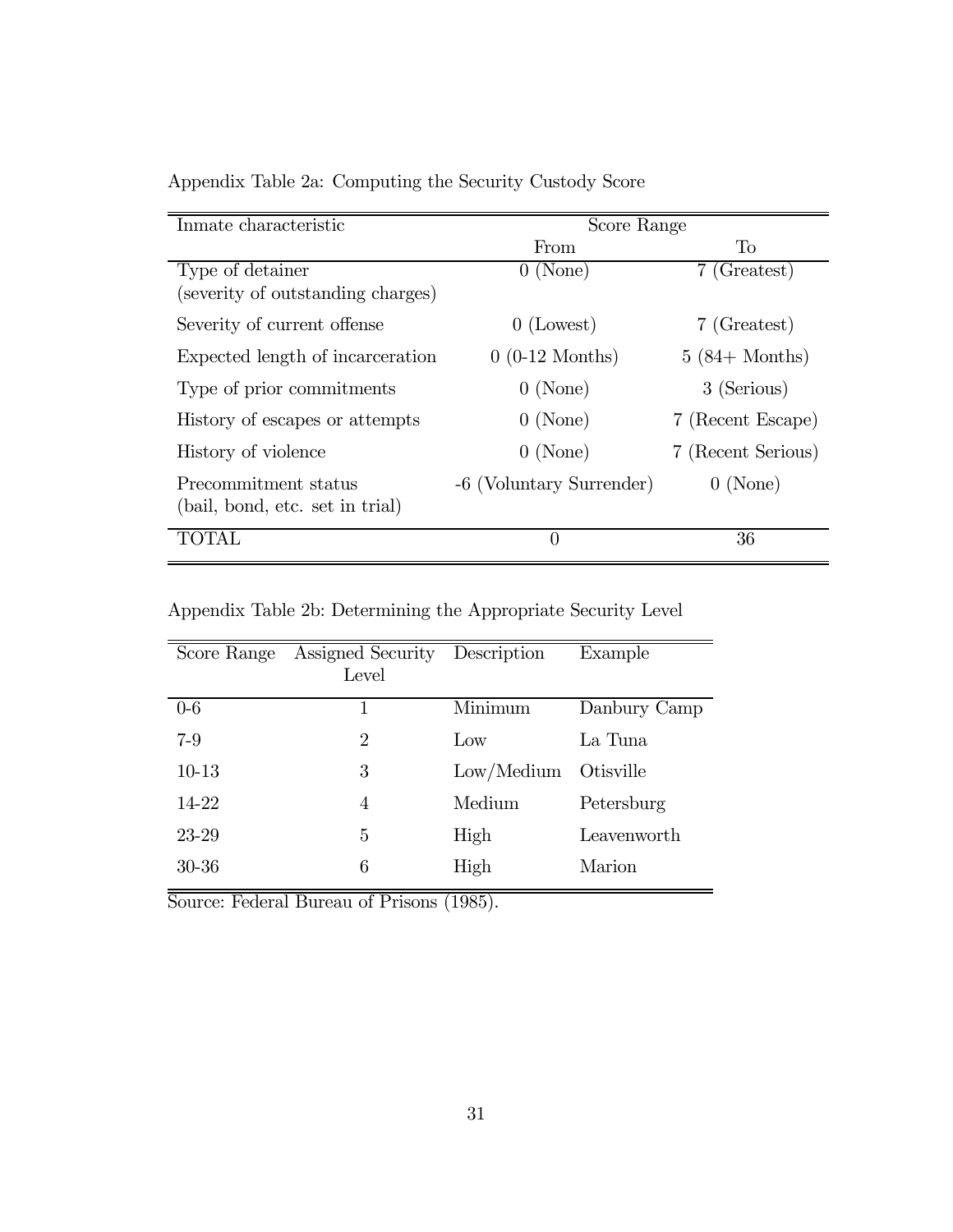Appendix Table 2a: Computing the Security Custody Score

| Inmate characteristic | Score Range | |
|---|---|---|
| | From | To |
| Type of detainer (severity of outstanding charges) | 0 (None) | 7 (Greatest) |
| Severity of current offense | 0 (Lowest) | 7 (Greatest) |
| Expected length of incarceration | 0 (0-12 Months) | 5 (84+ Months) |
| Type of prior commitments | 0 (None) | 3 (Serious) |
| History of escapes or attempts | 0 (None) | 7 (Recent Escape) |
| History of violence | 0 (None) | 7 (Recent Serious) |
| Precommitment status (bail, bond, etc. set in trial) | -6 (Voluntary Surrender) | 0 (None) |
| TOTAL | 0 | 36 |

Appendix Table 2b: Determining the Appropriate Security Level

| Score Range | Assigned Security Level | Description | Example |
|---|---|---|---|
| 0-6 | 1 | Minimum | Danbury Camp |
| 7-9 | 2 | Low | La Tuna |
| 10-13 | 3 | Low/Medium | Otisville |
| 14-22 | 4 | Medium | Petersburg |
| 23-29 | 5 | High | Leavenworth |
| 30-36 | 6 | High | Marion |

Source: Federal Bureau of Prisons (1985).